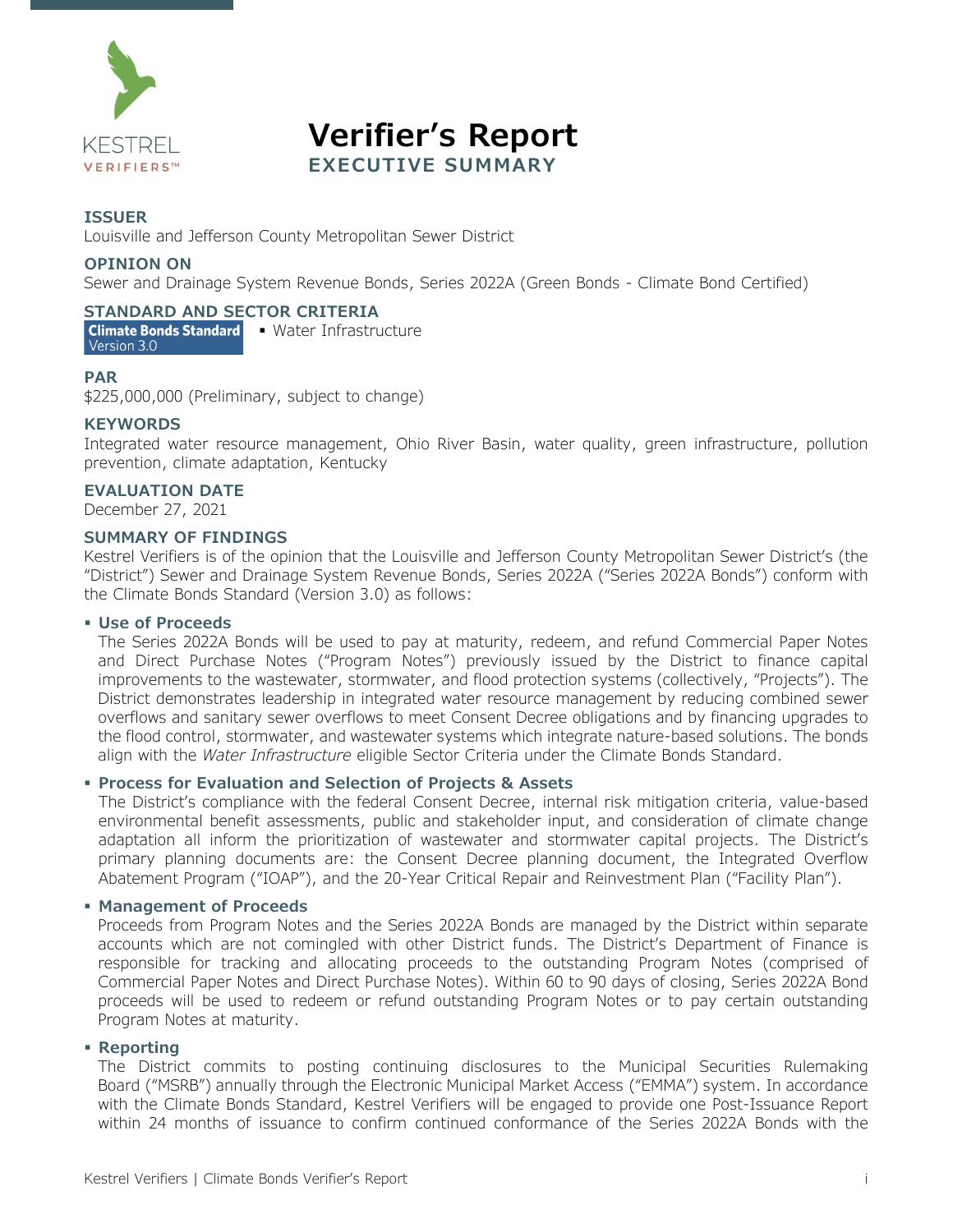KESTREL
VERIFIERS™

# Verifier's Report
## EXECUTIVE SUMMARY

### ISSUER
Louisville and Jefferson County Metropolitan Sewer District

### OPINION ON
Sewer and Drainage System Revenue Bonds, Series 2022A (Green Bonds - Climate Bond Certified)

### STANDARD AND SECTOR CRITERIA
**Climate Bonds Standard** Version 3.0
- Water Infrastructure

### PAR
$225,000,000 (Preliminary, subject to change)

### KEYWORDS
Integrated water resource management, Ohio River Basin, water quality, green infrastructure, pollution prevention, climate adaptation, Kentucky

### EVALUATION DATE
December 27, 2021

### SUMMARY OF FINDINGS
Kestrel Verifiers is of the opinion that the Louisville and Jefferson County Metropolitan Sewer District's (the "District") Sewer and Drainage System Revenue Bonds, Series 2022A ("Series 2022A Bonds") conform with the Climate Bonds Standard (Version 3.0) as follows:

- **Use of Proceeds**
  The Series 2022A Bonds will be used to pay at maturity, redeem, and refund Commercial Paper Notes and Direct Purchase Notes ("Program Notes") previously issued by the District to finance capital improvements to the wastewater, stormwater, and flood protection systems (collectively, "Projects"). The District demonstrates leadership in integrated water resource management by reducing combined sewer overflows and sanitary sewer overflows to meet Consent Decree obligations and by financing upgrades to the flood control, stormwater, and wastewater systems which integrate nature-based solutions. The bonds align with the *Water Infrastructure* eligible Sector Criteria under the Climate Bonds Standard.

- **Process for Evaluation and Selection of Projects & Assets**
  The District's compliance with the federal Consent Decree, internal risk mitigation criteria, value-based environmental benefit assessments, public and stakeholder input, and consideration of climate change adaptation all inform the prioritization of wastewater and stormwater capital projects. The District's primary planning documents are: the Consent Decree planning document, the Integrated Overflow Abatement Program ("IOAP"), and the 20-Year Critical Repair and Reinvestment Plan ("Facility Plan").

- **Management of Proceeds**
  Proceeds from Program Notes and the Series 2022A Bonds are managed by the District within separate accounts which are not comingled with other District funds. The District's Department of Finance is responsible for tracking and allocating proceeds to the outstanding Program Notes (comprised of Commercial Paper Notes and Direct Purchase Notes). Within 60 to 90 days of closing, Series 2022A Bond proceeds will be used to redeem or refund outstanding Program Notes or to pay certain outstanding Program Notes at maturity.

- **Reporting**
  The District commits to posting continuing disclosures to the Municipal Securities Rulemaking Board ("MSRB") annually through the Electronic Municipal Market Access ("EMMA") system. In accordance with the Climate Bonds Standard, Kestrel Verifiers will be engaged to provide one Post-Issuance Report within 24 months of issuance to confirm continued conformance of the Series 2022A Bonds with the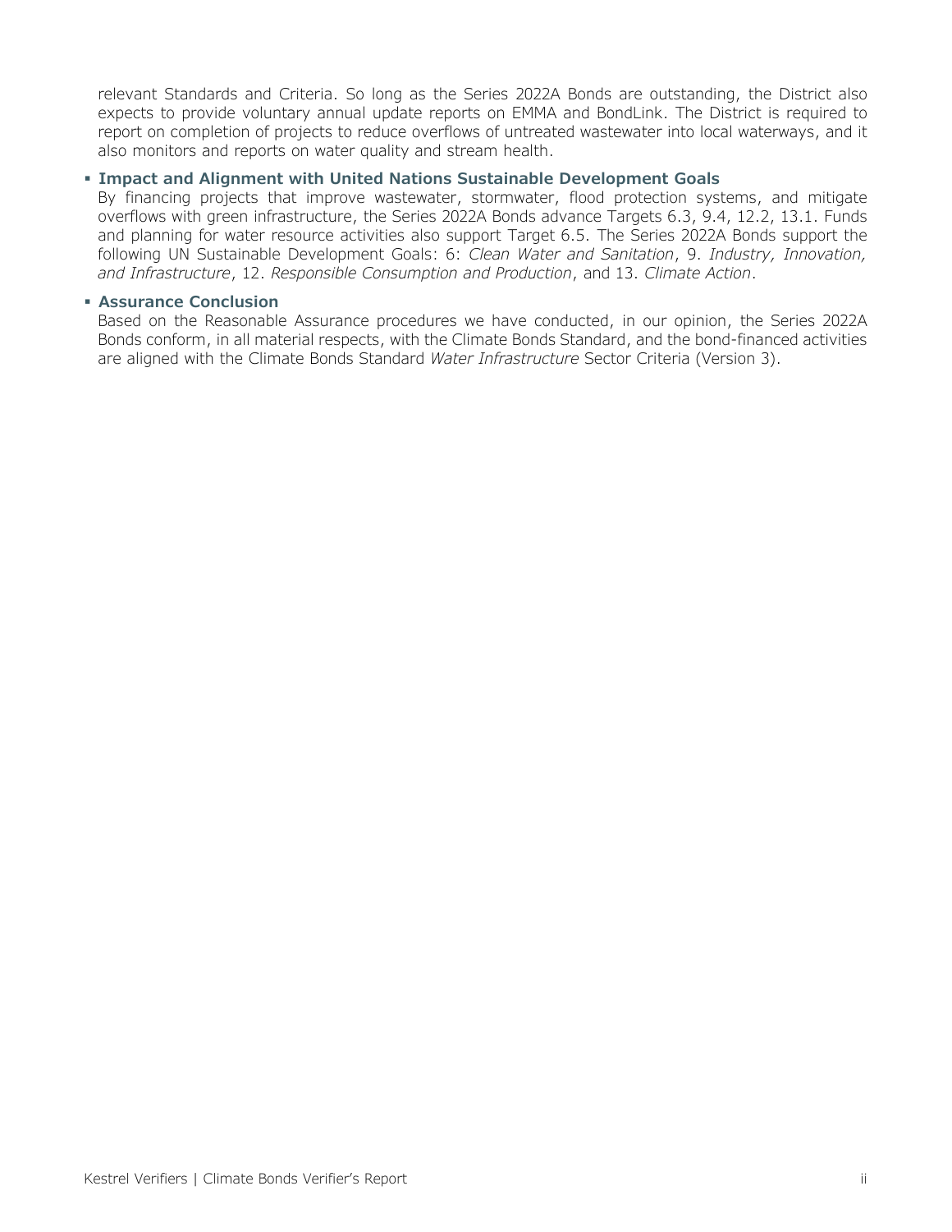relevant Standards and Criteria. So long as the Series 2022A Bonds are outstanding, the District also expects to provide voluntary annual update reports on EMMA and BondLink. The District is required to report on completion of projects to reduce overflows of untreated wastewater into local waterways, and it also monitors and reports on water quality and stream health.

- **Impact and Alignment with United Nations Sustainable Development Goals**

  By financing projects that improve wastewater, stormwater, flood protection systems, and mitigate overflows with green infrastructure, the Series 2022A Bonds advance Targets 6.3, 9.4, 12.2, 13.1. Funds and planning for water resource activities also support Target 6.5. The Series 2022A Bonds support the following UN Sustainable Development Goals: 6: *Clean Water and Sanitation*, 9. *Industry, Innovation, and Infrastructure*, 12. *Responsible Consumption and Production*, and 13. *Climate Action*.

- **Assurance Conclusion**

  Based on the Reasonable Assurance procedures we have conducted, in our opinion, the Series 2022A Bonds conform, in all material respects, with the Climate Bonds Standard, and the bond-financed activities are aligned with the Climate Bonds Standard *Water Infrastructure* Sector Criteria (Version 3).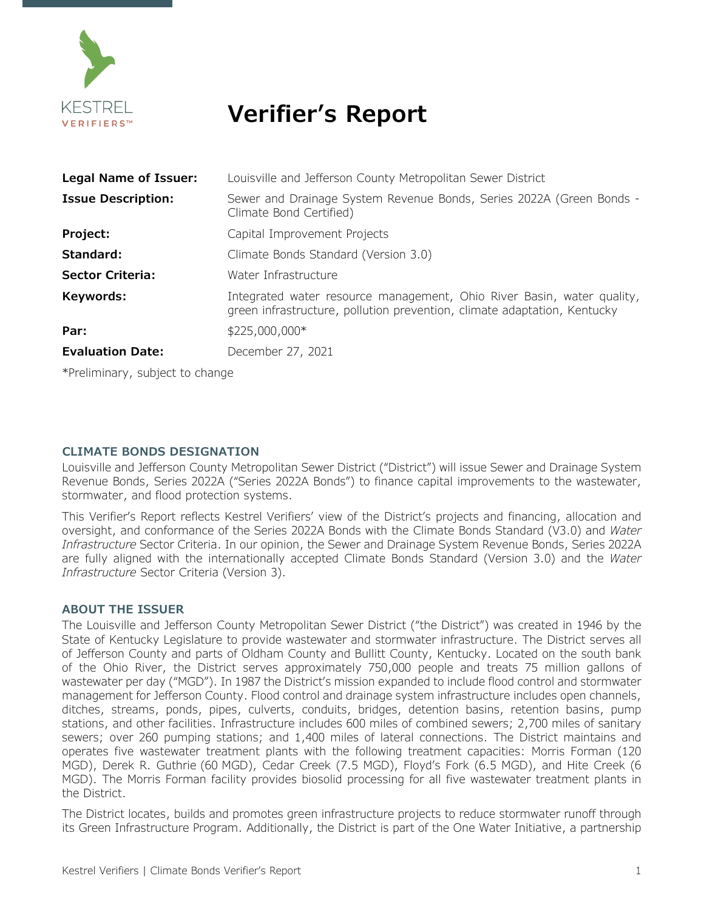# Verifier's Report

| | |
|---|---|
| **Legal Name of Issuer:** | Louisville and Jefferson County Metropolitan Sewer District |
| **Issue Description:** | Sewer and Drainage System Revenue Bonds, Series 2022A (Green Bonds - Climate Bond Certified) |
| **Project:** | Capital Improvement Projects |
| **Standard:** | Climate Bonds Standard (Version 3.0) |
| **Sector Criteria:** | Water Infrastructure |
| **Keywords:** | Integrated water resource management, Ohio River Basin, water quality, green infrastructure, pollution prevention, climate adaptation, Kentucky |
| **Par:** | $225,000,000* |
| **Evaluation Date:** | December 27, 2021 |

*Preliminary, subject to change

## CLIMATE BONDS DESIGNATION

Louisville and Jefferson County Metropolitan Sewer District ("District") will issue Sewer and Drainage System Revenue Bonds, Series 2022A ("Series 2022A Bonds") to finance capital improvements to the wastewater, stormwater, and flood protection systems.

This Verifier's Report reflects Kestrel Verifiers' view of the District's projects and financing, allocation and oversight, and conformance of the Series 2022A Bonds with the Climate Bonds Standard (V3.0) and *Water Infrastructure* Sector Criteria. In our opinion, the Sewer and Drainage System Revenue Bonds, Series 2022A are fully aligned with the internationally accepted Climate Bonds Standard (Version 3.0) and the *Water Infrastructure* Sector Criteria (Version 3).

## ABOUT THE ISSUER

The Louisville and Jefferson County Metropolitan Sewer District ("the District") was created in 1946 by the State of Kentucky Legislature to provide wastewater and stormwater infrastructure. The District serves all of Jefferson County and parts of Oldham County and Bullitt County, Kentucky. Located on the south bank of the Ohio River, the District serves approximately 750,000 people and treats 75 million gallons of wastewater per day ("MGD"). In 1987 the District's mission expanded to include flood control and stormwater management for Jefferson County. Flood control and drainage system infrastructure includes open channels, ditches, streams, ponds, pipes, culverts, conduits, bridges, detention basins, retention basins, pump stations, and other facilities. Infrastructure includes 600 miles of combined sewers; 2,700 miles of sanitary sewers; over 260 pumping stations; and 1,400 miles of lateral connections. The District maintains and operates five wastewater treatment plants with the following treatment capacities: Morris Forman (120 MGD), Derek R. Guthrie (60 MGD), Cedar Creek (7.5 MGD), Floyd's Fork (6.5 MGD), and Hite Creek (6 MGD). The Morris Forman facility provides biosolid processing for all five wastewater treatment plants in the District.

The District locates, builds and promotes green infrastructure projects to reduce stormwater runoff through its Green Infrastructure Program. Additionally, the District is part of the One Water Initiative, a partnership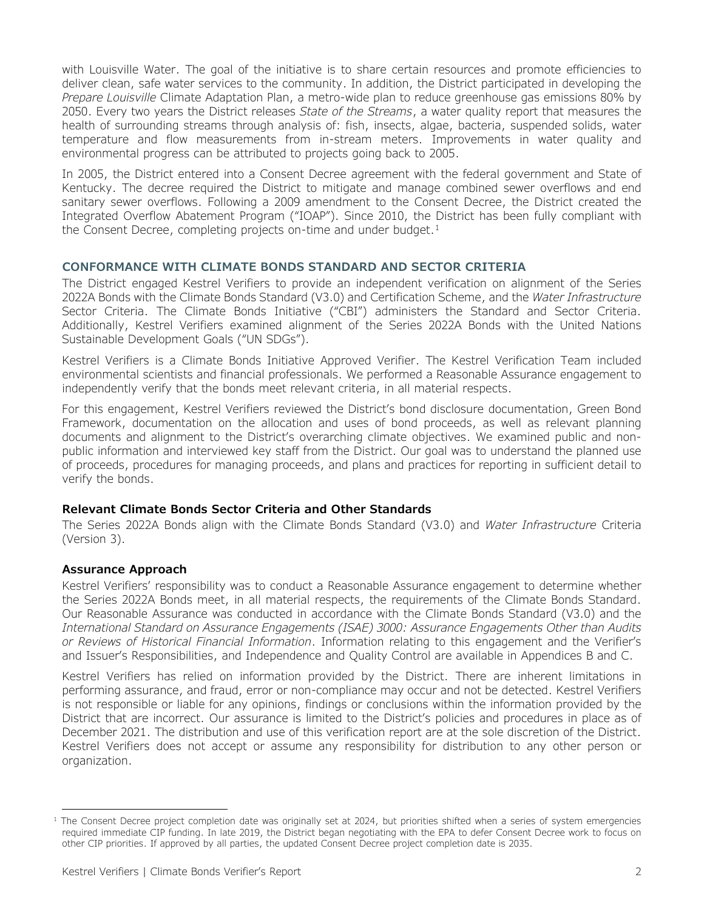with Louisville Water. The goal of the initiative is to share certain resources and promote efficiencies to deliver clean, safe water services to the community. In addition, the District participated in developing the *Prepare Louisville* Climate Adaptation Plan, a metro-wide plan to reduce greenhouse gas emissions 80% by 2050. Every two years the District releases *State of the Streams*, a water quality report that measures the health of surrounding streams through analysis of: fish, insects, algae, bacteria, suspended solids, water temperature and flow measurements from in-stream meters. Improvements in water quality and environmental progress can be attributed to projects going back to 2005.

In 2005, the District entered into a Consent Decree agreement with the federal government and State of Kentucky. The decree required the District to mitigate and manage combined sewer overflows and end sanitary sewer overflows. Following a 2009 amendment to the Consent Decree, the District created the Integrated Overflow Abatement Program ("IOAP"). Since 2010, the District has been fully compliant with the Consent Decree, completing projects on-time and under budget.[1]

## CONFORMANCE WITH CLIMATE BONDS STANDARD AND SECTOR CRITERIA

The District engaged Kestrel Verifiers to provide an independent verification on alignment of the Series 2022A Bonds with the Climate Bonds Standard (V3.0) and Certification Scheme, and the *Water Infrastructure* Sector Criteria. The Climate Bonds Initiative ("CBI") administers the Standard and Sector Criteria. Additionally, Kestrel Verifiers examined alignment of the Series 2022A Bonds with the United Nations Sustainable Development Goals ("UN SDGs").

Kestrel Verifiers is a Climate Bonds Initiative Approved Verifier. The Kestrel Verification Team included environmental scientists and financial professionals. We performed a Reasonable Assurance engagement to independently verify that the bonds meet relevant criteria, in all material respects.

For this engagement, Kestrel Verifiers reviewed the District's bond disclosure documentation, Green Bond Framework, documentation on the allocation and uses of bond proceeds, as well as relevant planning documents and alignment to the District's overarching climate objectives. We examined public and non-public information and interviewed key staff from the District. Our goal was to understand the planned use of proceeds, procedures for managing proceeds, and plans and practices for reporting in sufficient detail to verify the bonds.

### Relevant Climate Bonds Sector Criteria and Other Standards

The Series 2022A Bonds align with the Climate Bonds Standard (V3.0) and *Water Infrastructure* Criteria (Version 3).

### Assurance Approach

Kestrel Verifiers' responsibility was to conduct a Reasonable Assurance engagement to determine whether the Series 2022A Bonds meet, in all material respects, the requirements of the Climate Bonds Standard. Our Reasonable Assurance was conducted in accordance with the Climate Bonds Standard (V3.0) and the *International Standard on Assurance Engagements (ISAE) 3000: Assurance Engagements Other than Audits or Reviews of Historical Financial Information*. Information relating to this engagement and the Verifier's and Issuer's Responsibilities, and Independence and Quality Control are available in Appendices B and C.

Kestrel Verifiers has relied on information provided by the District. There are inherent limitations in performing assurance, and fraud, error or non-compliance may occur and not be detected. Kestrel Verifiers is not responsible or liable for any opinions, findings or conclusions within the information provided by the District that are incorrect. Our assurance is limited to the District's policies and procedures in place as of December 2021. The distribution and use of this verification report are at the sole discretion of the District. Kestrel Verifiers does not accept or assume any responsibility for distribution to any other person or organization.

[1] The Consent Decree project completion date was originally set at 2024, but priorities shifted when a series of system emergencies required immediate CIP funding. In late 2019, the District began negotiating with the EPA to defer Consent Decree work to focus on other CIP priorities. If approved by all parties, the updated Consent Decree project completion date is 2035.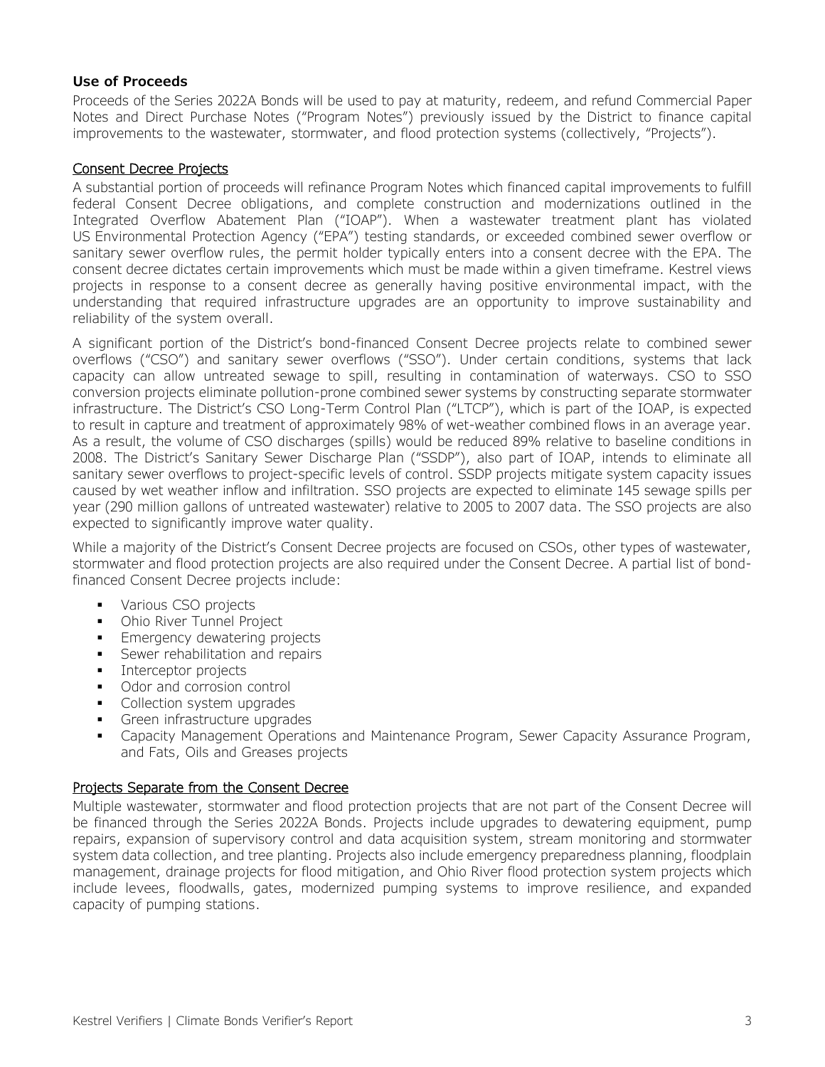### Use of Proceeds

Proceeds of the Series 2022A Bonds will be used to pay at maturity, redeem, and refund Commercial Paper Notes and Direct Purchase Notes ("Program Notes") previously issued by the District to finance capital improvements to the wastewater, stormwater, and flood protection systems (collectively, "Projects").

#### Consent Decree Projects

A substantial portion of proceeds will refinance Program Notes which financed capital improvements to fulfill federal Consent Decree obligations, and complete construction and modernizations outlined in the Integrated Overflow Abatement Plan ("IOAP"). When a wastewater treatment plant has violated US Environmental Protection Agency ("EPA") testing standards, or exceeded combined sewer overflow or sanitary sewer overflow rules, the permit holder typically enters into a consent decree with the EPA. The consent decree dictates certain improvements which must be made within a given timeframe. Kestrel views projects in response to a consent decree as generally having positive environmental impact, with the understanding that required infrastructure upgrades are an opportunity to improve sustainability and reliability of the system overall.

A significant portion of the District's bond-financed Consent Decree projects relate to combined sewer overflows ("CSO") and sanitary sewer overflows ("SSO"). Under certain conditions, systems that lack capacity can allow untreated sewage to spill, resulting in contamination of waterways. CSO to SSO conversion projects eliminate pollution-prone combined sewer systems by constructing separate stormwater infrastructure. The District's CSO Long-Term Control Plan ("LTCP"), which is part of the IOAP, is expected to result in capture and treatment of approximately 98% of wet-weather combined flows in an average year. As a result, the volume of CSO discharges (spills) would be reduced 89% relative to baseline conditions in 2008. The District's Sanitary Sewer Discharge Plan ("SSDP"), also part of IOAP, intends to eliminate all sanitary sewer overflows to project-specific levels of control. SSDP projects mitigate system capacity issues caused by wet weather inflow and infiltration. SSO projects are expected to eliminate 145 sewage spills per year (290 million gallons of untreated wastewater) relative to 2005 to 2007 data. The SSO projects are also expected to significantly improve water quality.

While a majority of the District's Consent Decree projects are focused on CSOs, other types of wastewater, stormwater and flood protection projects are also required under the Consent Decree. A partial list of bond-financed Consent Decree projects include:

- Various CSO projects
- Ohio River Tunnel Project
- Emergency dewatering projects
- Sewer rehabilitation and repairs
- Interceptor projects
- Odor and corrosion control
- Collection system upgrades
- Green infrastructure upgrades
- Capacity Management Operations and Maintenance Program, Sewer Capacity Assurance Program, and Fats, Oils and Greases projects

#### Projects Separate from the Consent Decree

Multiple wastewater, stormwater and flood protection projects that are not part of the Consent Decree will be financed through the Series 2022A Bonds. Projects include upgrades to dewatering equipment, pump repairs, expansion of supervisory control and data acquisition system, stream monitoring and stormwater system data collection, and tree planting. Projects also include emergency preparedness planning, floodplain management, drainage projects for flood mitigation, and Ohio River flood protection system projects which include levees, floodwalls, gates, modernized pumping systems to improve resilience, and expanded capacity of pumping stations.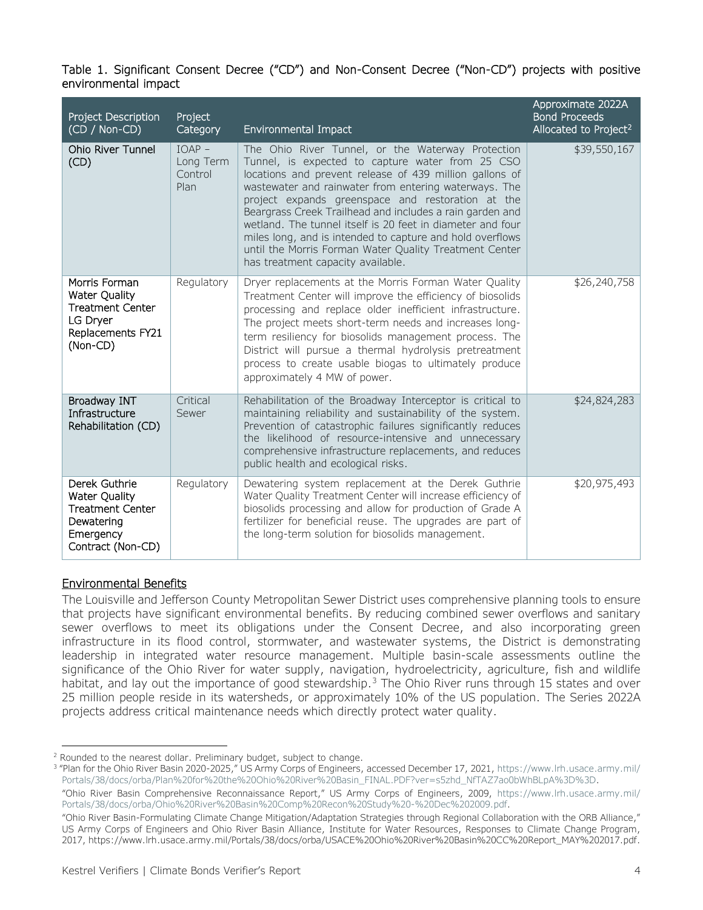Table 1. Significant Consent Decree ("CD") and Non-Consent Decree ("Non-CD") projects with positive environmental impact

| Project Description (CD / Non-CD) | Project Category | Environmental Impact | Approximate 2022A Bond Proceeds Allocated to Project[2] |
|---|---|---|---|
| Ohio River Tunnel (CD) | IOAP – Long Term Control Plan | The Ohio River Tunnel, or the Waterway Protection Tunnel, is expected to capture water from 25 CSO locations and prevent release of 439 million gallons of wastewater and rainwater from entering waterways. The project expands greenspace and restoration at the Beargrass Creek Trailhead and includes a rain garden and wetland. The tunnel itself is 20 feet in diameter and four miles long, and is intended to capture and hold overflows until the Morris Forman Water Quality Treatment Center has treatment capacity available. | $39,550,167 |
| Morris Forman Water Quality Treatment Center LG Dryer Replacements FY21 (Non-CD) | Regulatory | Dryer replacements at the Morris Forman Water Quality Treatment Center will improve the efficiency of biosolids processing and replace older inefficient infrastructure. The project meets short-term needs and increases long-term resiliency for biosolids management process. The District will pursue a thermal hydrolysis pretreatment process to create usable biogas to ultimately produce approximately 4 MW of power. | $26,240,758 |
| Broadway INT Infrastructure Rehabilitation (CD) | Critical Sewer | Rehabilitation of the Broadway Interceptor is critical to maintaining reliability and sustainability of the system. Prevention of catastrophic failures significantly reduces the likelihood of resource-intensive and unnecessary comprehensive infrastructure replacements, and reduces public health and ecological risks. | $24,824,283 |
| Derek Guthrie Water Quality Treatment Center Dewatering Emergency Contract (Non-CD) | Regulatory | Dewatering system replacement at the Derek Guthrie Water Quality Treatment Center will increase efficiency of biosolids processing and allow for production of Grade A fertilizer for beneficial reuse. The upgrades are part of the long-term solution for biosolids management. | $20,975,493 |

## Environmental Benefits

The Louisville and Jefferson County Metropolitan Sewer District uses comprehensive planning tools to ensure that projects have significant environmental benefits. By reducing combined sewer overflows and sanitary sewer overflows to meet its obligations under the Consent Decree, and also incorporating green infrastructure in its flood control, stormwater, and wastewater systems, the District is demonstrating leadership in integrated water resource management. Multiple basin-scale assessments outline the significance of the Ohio River for water supply, navigation, hydroelectricity, agriculture, fish and wildlife habitat, and lay out the importance of good stewardship.[3] The Ohio River runs through 15 states and over 25 million people reside in its watersheds, or approximately 10% of the US population. The Series 2022A projects address critical maintenance needs which directly protect water quality.

[2] Rounded to the nearest dollar. Preliminary budget, subject to change.

[3] "Plan for the Ohio River Basin 2020-2025," US Army Corps of Engineers, accessed December 17, 2021, https://www.lrh.usace.army.mil/Portals/38/docs/orba/Plan%20for%20the%20Ohio%20River%20Basin_FINAL.PDF?ver=s5zhd_NfTAZ7ao0bWhBLpA%3D%3D.

"Ohio River Basin Comprehensive Reconnaissance Report," US Army Corps of Engineers, 2009, https://www.lrh.usace.army.mil/Portals/38/docs/orba/Ohio%20River%20Basin%20Comp%20Recon%20Study%20-%20Dec%202009.pdf.

"Ohio River Basin-Formulating Climate Change Mitigation/Adaptation Strategies through Regional Collaboration with the ORB Alliance," US Army Corps of Engineers and Ohio River Basin Alliance, Institute for Water Resources, Responses to Climate Change Program, 2017, https://www.lrh.usace.army.mil/Portals/38/docs/orba/USACE%20Ohio%20River%20Basin%20CC%20Report_MAY%202017.pdf.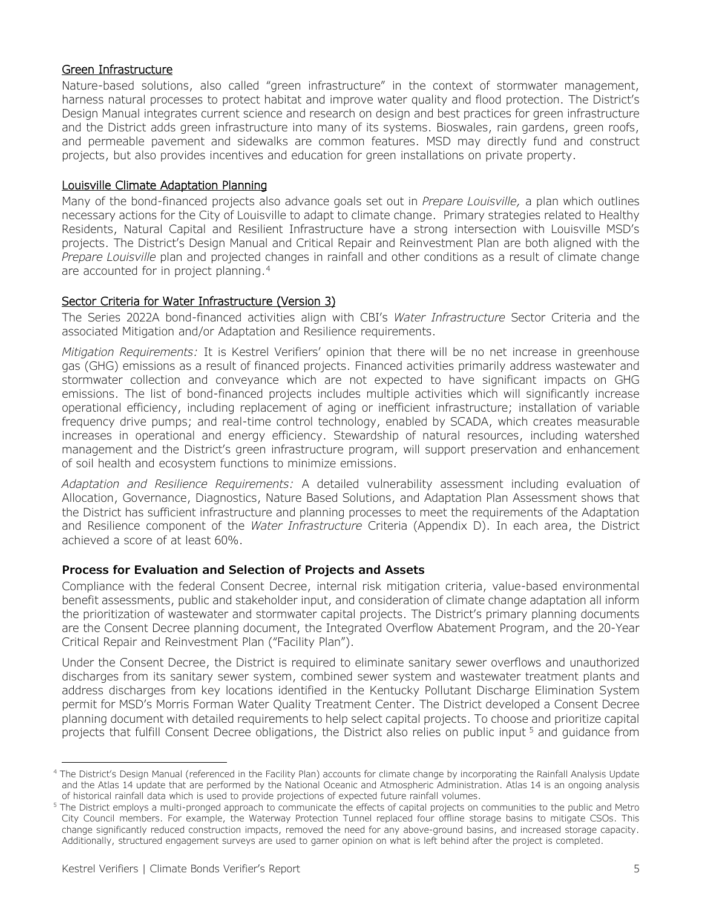Green Infrastructure

Nature-based solutions, also called "green infrastructure" in the context of stormwater management, harness natural processes to protect habitat and improve water quality and flood protection. The District's Design Manual integrates current science and research on design and best practices for green infrastructure and the District adds green infrastructure into many of its systems. Bioswales, rain gardens, green roofs, and permeable pavement and sidewalks are common features. MSD may directly fund and construct projects, but also provides incentives and education for green installations on private property.

Louisville Climate Adaptation Planning

Many of the bond-financed projects also advance goals set out in *Prepare Louisville,* a plan which outlines necessary actions for the City of Louisville to adapt to climate change. Primary strategies related to Healthy Residents, Natural Capital and Resilient Infrastructure have a strong intersection with Louisville MSD's projects. The District's Design Manual and Critical Repair and Reinvestment Plan are both aligned with the *Prepare Louisville* plan and projected changes in rainfall and other conditions as a result of climate change are accounted for in project planning.[4]

Sector Criteria for Water Infrastructure (Version 3)

The Series 2022A bond-financed activities align with CBI's *Water Infrastructure* Sector Criteria and the associated Mitigation and/or Adaptation and Resilience requirements.

*Mitigation Requirements:* It is Kestrel Verifiers' opinion that there will be no net increase in greenhouse gas (GHG) emissions as a result of financed projects. Financed activities primarily address wastewater and stormwater collection and conveyance which are not expected to have significant impacts on GHG emissions. The list of bond-financed projects includes multiple activities which will significantly increase operational efficiency, including replacement of aging or inefficient infrastructure; installation of variable frequency drive pumps; and real-time control technology, enabled by SCADA, which creates measurable increases in operational and energy efficiency. Stewardship of natural resources, including watershed management and the District's green infrastructure program, will support preservation and enhancement of soil health and ecosystem functions to minimize emissions.

*Adaptation and Resilience Requirements:* A detailed vulnerability assessment including evaluation of Allocation, Governance, Diagnostics, Nature Based Solutions, and Adaptation Plan Assessment shows that the District has sufficient infrastructure and planning processes to meet the requirements of the Adaptation and Resilience component of the *Water Infrastructure* Criteria (Appendix D). In each area, the District achieved a score of at least 60%.

**Process for Evaluation and Selection of Projects and Assets**

Compliance with the federal Consent Decree, internal risk mitigation criteria, value-based environmental benefit assessments, public and stakeholder input, and consideration of climate change adaptation all inform the prioritization of wastewater and stormwater capital projects. The District's primary planning documents are the Consent Decree planning document, the Integrated Overflow Abatement Program, and the 20-Year Critical Repair and Reinvestment Plan ("Facility Plan").

Under the Consent Decree, the District is required to eliminate sanitary sewer overflows and unauthorized discharges from its sanitary sewer system, combined sewer system and wastewater treatment plants and address discharges from key locations identified in the Kentucky Pollutant Discharge Elimination System permit for MSD's Morris Forman Water Quality Treatment Center. The District developed a Consent Decree planning document with detailed requirements to help select capital projects. To choose and prioritize capital projects that fulfill Consent Decree obligations, the District also relies on public input [5] and guidance from

[4] The District's Design Manual (referenced in the Facility Plan) accounts for climate change by incorporating the Rainfall Analysis Update and the Atlas 14 update that are performed by the National Oceanic and Atmospheric Administration. Atlas 14 is an ongoing analysis of historical rainfall data which is used to provide projections of expected future rainfall volumes.

[5] The District employs a multi-pronged approach to communicate the effects of capital projects on communities to the public and Metro City Council members. For example, the Waterway Protection Tunnel replaced four offline storage basins to mitigate CSOs. This change significantly reduced construction impacts, removed the need for any above-ground basins, and increased storage capacity. Additionally, structured engagement surveys are used to garner opinion on what is left behind after the project is completed.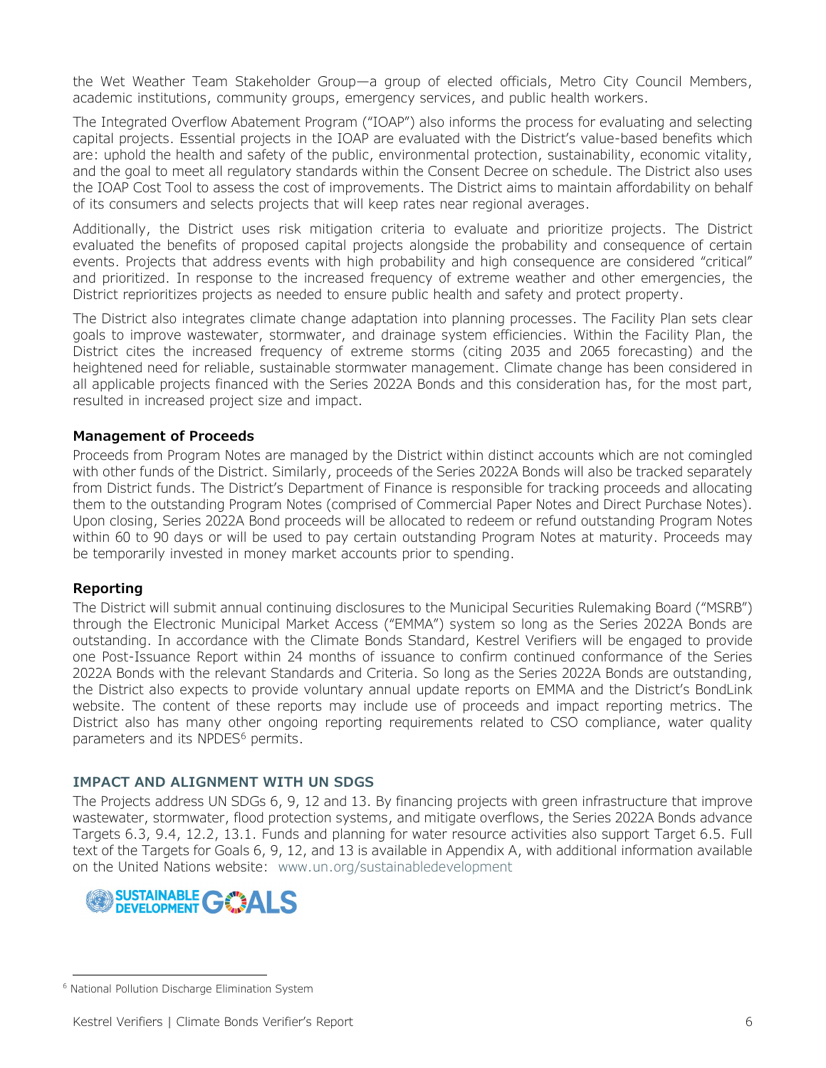the Wet Weather Team Stakeholder Group—a group of elected officials, Metro City Council Members, academic institutions, community groups, emergency services, and public health workers.

The Integrated Overflow Abatement Program ("IOAP") also informs the process for evaluating and selecting capital projects. Essential projects in the IOAP are evaluated with the District's value-based benefits which are: uphold the health and safety of the public, environmental protection, sustainability, economic vitality, and the goal to meet all regulatory standards within the Consent Decree on schedule. The District also uses the IOAP Cost Tool to assess the cost of improvements. The District aims to maintain affordability on behalf of its consumers and selects projects that will keep rates near regional averages.

Additionally, the District uses risk mitigation criteria to evaluate and prioritize projects. The District evaluated the benefits of proposed capital projects alongside the probability and consequence of certain events. Projects that address events with high probability and high consequence are considered "critical" and prioritized. In response to the increased frequency of extreme weather and other emergencies, the District reprioritizes projects as needed to ensure public health and safety and protect property.

The District also integrates climate change adaptation into planning processes. The Facility Plan sets clear goals to improve wastewater, stormwater, and drainage system efficiencies. Within the Facility Plan, the District cites the increased frequency of extreme storms (citing 2035 and 2065 forecasting) and the heightened need for reliable, sustainable stormwater management. Climate change has been considered in all applicable projects financed with the Series 2022A Bonds and this consideration has, for the most part, resulted in increased project size and impact.

### Management of Proceeds

Proceeds from Program Notes are managed by the District within distinct accounts which are not comingled with other funds of the District. Similarly, proceeds of the Series 2022A Bonds will also be tracked separately from District funds. The District's Department of Finance is responsible for tracking proceeds and allocating them to the outstanding Program Notes (comprised of Commercial Paper Notes and Direct Purchase Notes). Upon closing, Series 2022A Bond proceeds will be allocated to redeem or refund outstanding Program Notes within 60 to 90 days or will be used to pay certain outstanding Program Notes at maturity. Proceeds may be temporarily invested in money market accounts prior to spending.

### Reporting

The District will submit annual continuing disclosures to the Municipal Securities Rulemaking Board ("MSRB") through the Electronic Municipal Market Access ("EMMA") system so long as the Series 2022A Bonds are outstanding. In accordance with the Climate Bonds Standard, Kestrel Verifiers will be engaged to provide one Post-Issuance Report within 24 months of issuance to confirm continued conformance of the Series 2022A Bonds with the relevant Standards and Criteria. So long as the Series 2022A Bonds are outstanding, the District also expects to provide voluntary annual update reports on EMMA and the District's BondLink website. The content of these reports may include use of proceeds and impact reporting metrics. The District also has many other ongoing reporting requirements related to CSO compliance, water quality parameters and its NPDES[6] permits.

## IMPACT AND ALIGNMENT WITH UN SDGS

The Projects address UN SDGs 6, 9, 12 and 13. By financing projects with green infrastructure that improve wastewater, stormwater, flood protection systems, and mitigate overflows, the Series 2022A Bonds advance Targets 6.3, 9.4, 12.2, 13.1. Funds and planning for water resource activities also support Target 6.5. Full text of the Targets for Goals 6, 9, 12, and 13 is available in Appendix A, with additional information available on the United Nations website: www.un.org/sustainabledevelopment

SUSTAINABLE DEVELOPMENT GOALS

[6] National Pollution Discharge Elimination System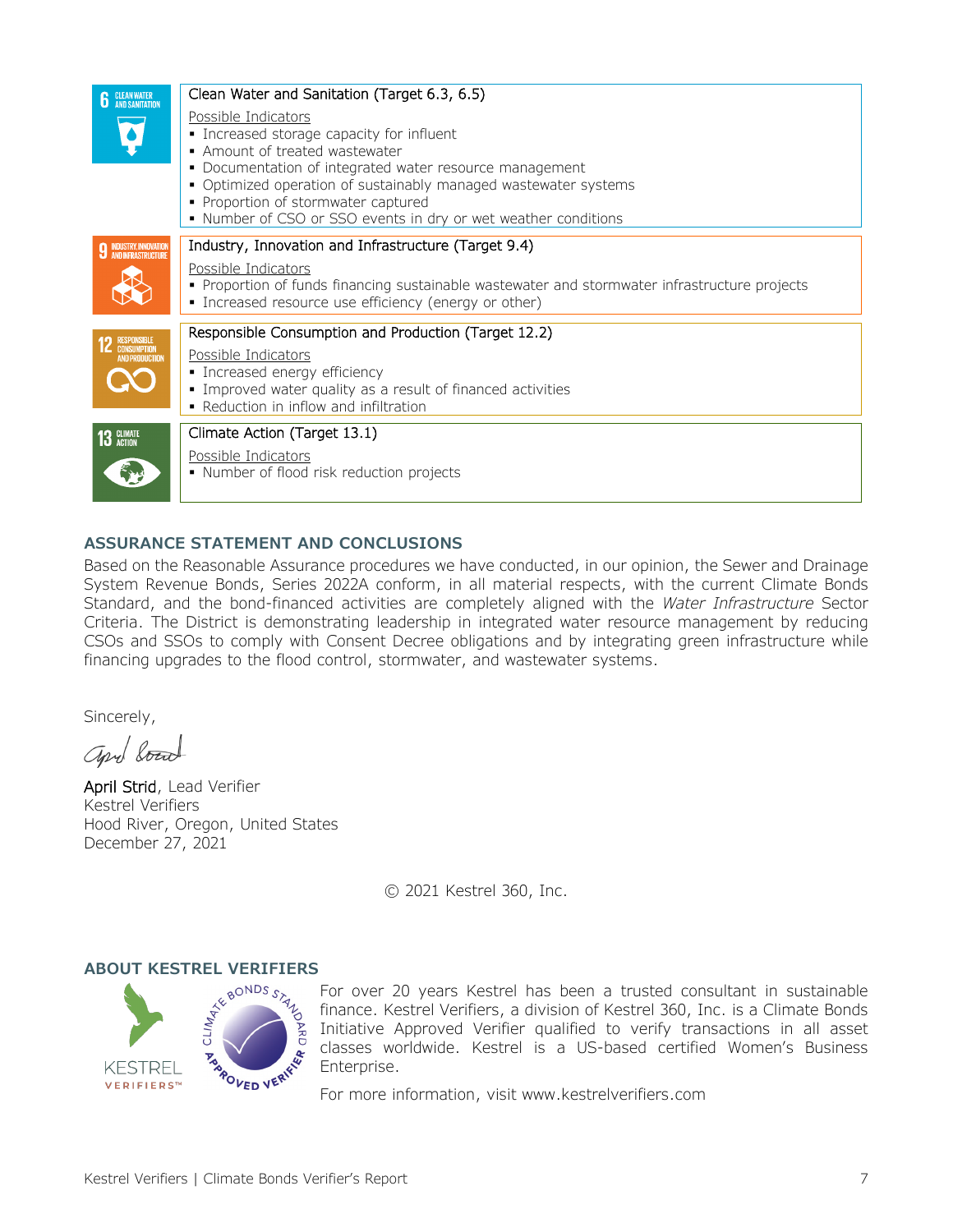| | |
|---|---|
| 6 CLEAN WATER AND SANITATION | **Clean Water and Sanitation (Target 6.3, 6.5)**<br><br>Possible Indicators<br>▪ Increased storage capacity for influent<br>▪ Amount of treated wastewater<br>▪ Documentation of integrated water resource management<br>▪ Optimized operation of sustainably managed wastewater systems<br>▪ Proportion of stormwater captured<br>▪ Number of CSO or SSO events in dry or wet weather conditions |
| 9 INDUSTRY, INNOVATION AND INFRASTRUCTURE | **Industry, Innovation and Infrastructure (Target 9.4)**<br><br>Possible Indicators<br>▪ Proportion of funds financing sustainable wastewater and stormwater infrastructure projects<br>▪ Increased resource use efficiency (energy or other) |
| 12 RESPONSIBLE CONSUMPTION AND PRODUCTION | **Responsible Consumption and Production (Target 12.2)**<br><br>Possible Indicators<br>▪ Increased energy efficiency<br>▪ Improved water quality as a result of financed activities<br>▪ Reduction in inflow and infiltration |
| 13 CLIMATE ACTION | **Climate Action (Target 13.1)**<br><br>Possible Indicators<br>▪ Number of flood risk reduction projects |

## ASSURANCE STATEMENT AND CONCLUSIONS

Based on the Reasonable Assurance procedures we have conducted, in our opinion, the Sewer and Drainage System Revenue Bonds, Series 2022A conform, in all material respects, with the current Climate Bonds Standard, and the bond-financed activities are completely aligned with the *Water Infrastructure* Sector Criteria. The District is demonstrating leadership in integrated water resource management by reducing CSOs and SSOs to comply with Consent Decree obligations and by integrating green infrastructure while financing upgrades to the flood control, stormwater, and wastewater systems.

Sincerely,

April Strid, Lead Verifier
Kestrel Verifiers
Hood River, Oregon, United States
December 27, 2021

© 2021 Kestrel 360, Inc.

## ABOUT KESTREL VERIFIERS

For over 20 years Kestrel has been a trusted consultant in sustainable finance. Kestrel Verifiers, a division of Kestrel 360, Inc. is a Climate Bonds Initiative Approved Verifier qualified to verify transactions in all asset classes worldwide. Kestrel is a US-based certified Women's Business Enterprise.

For more information, visit www.kestrelverifiers.com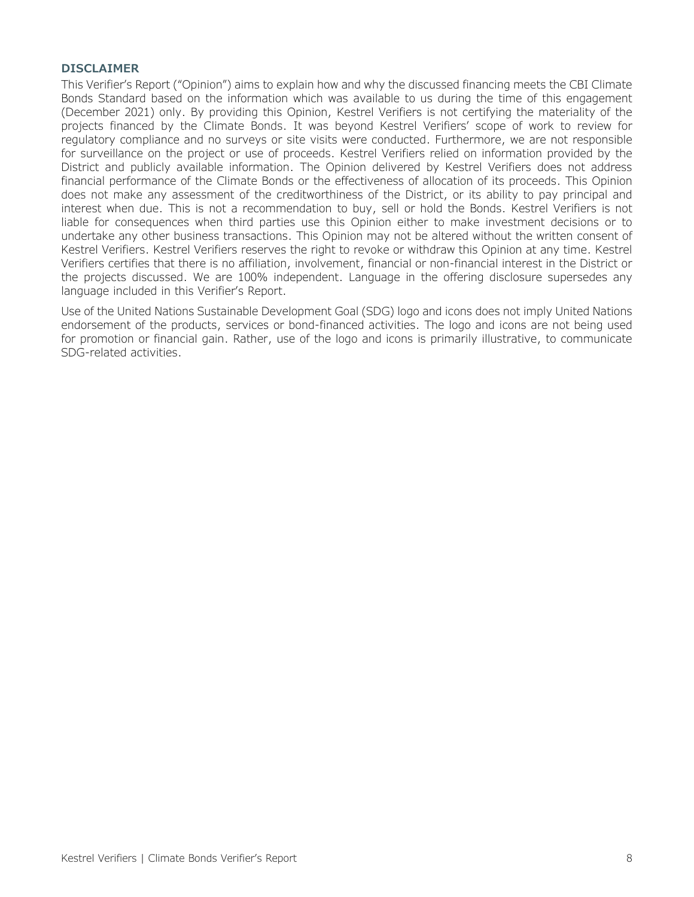## DISCLAIMER

This Verifier's Report ("Opinion") aims to explain how and why the discussed financing meets the CBI Climate Bonds Standard based on the information which was available to us during the time of this engagement (December 2021) only. By providing this Opinion, Kestrel Verifiers is not certifying the materiality of the projects financed by the Climate Bonds. It was beyond Kestrel Verifiers' scope of work to review for regulatory compliance and no surveys or site visits were conducted. Furthermore, we are not responsible for surveillance on the project or use of proceeds. Kestrel Verifiers relied on information provided by the District and publicly available information. The Opinion delivered by Kestrel Verifiers does not address financial performance of the Climate Bonds or the effectiveness of allocation of its proceeds. This Opinion does not make any assessment of the creditworthiness of the District, or its ability to pay principal and interest when due. This is not a recommendation to buy, sell or hold the Bonds. Kestrel Verifiers is not liable for consequences when third parties use this Opinion either to make investment decisions or to undertake any other business transactions. This Opinion may not be altered without the written consent of Kestrel Verifiers. Kestrel Verifiers reserves the right to revoke or withdraw this Opinion at any time. Kestrel Verifiers certifies that there is no affiliation, involvement, financial or non-financial interest in the District or the projects discussed. We are 100% independent. Language in the offering disclosure supersedes any language included in this Verifier's Report.

Use of the United Nations Sustainable Development Goal (SDG) logo and icons does not imply United Nations endorsement of the products, services or bond-financed activities. The logo and icons are not being used for promotion or financial gain. Rather, use of the logo and icons is primarily illustrative, to communicate SDG-related activities.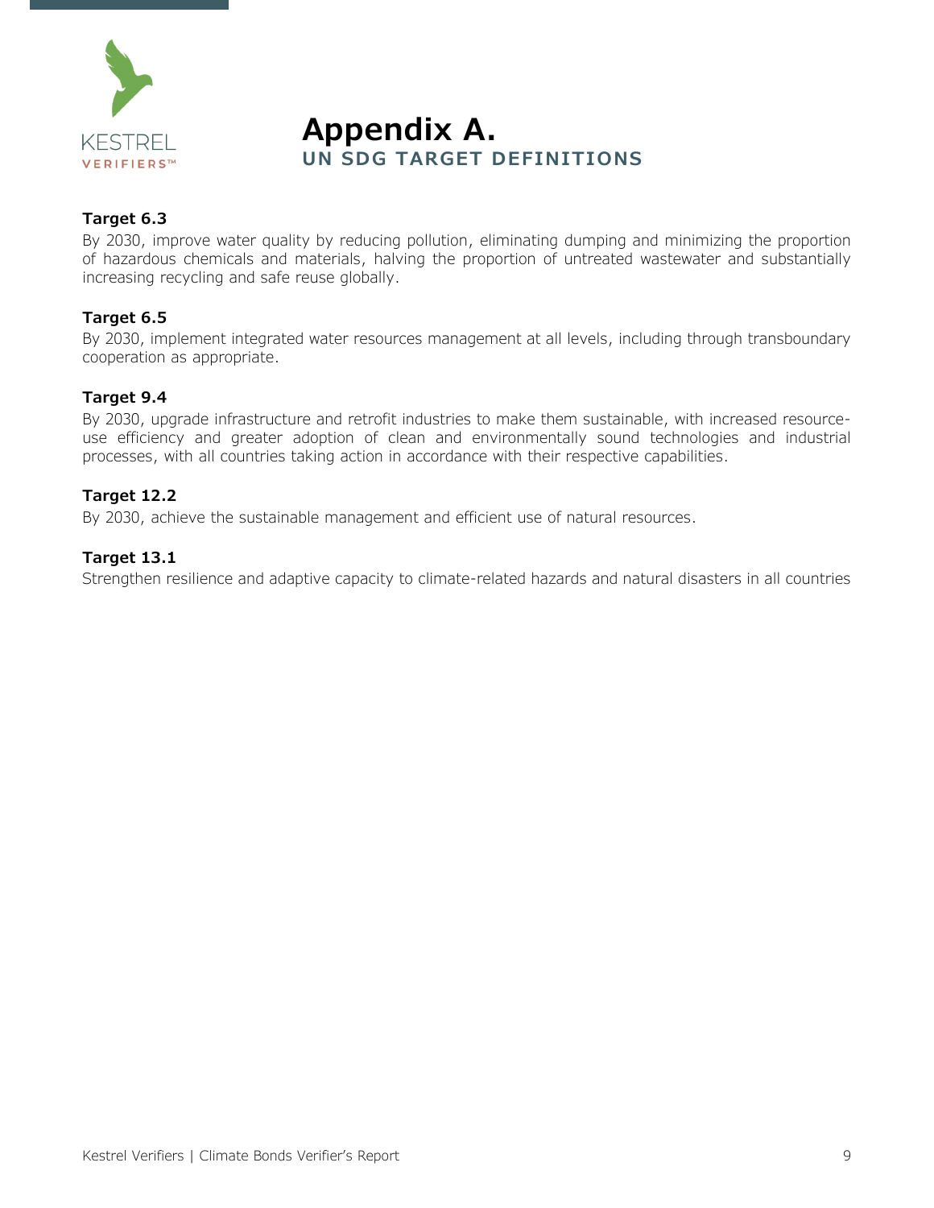# Appendix A.
## UN SDG TARGET DEFINITIONS

**Target 6.3**
By 2030, improve water quality by reducing pollution, eliminating dumping and minimizing the proportion of hazardous chemicals and materials, halving the proportion of untreated wastewater and substantially increasing recycling and safe reuse globally.

**Target 6.5**
By 2030, implement integrated water resources management at all levels, including through transboundary cooperation as appropriate.

**Target 9.4**
By 2030, upgrade infrastructure and retrofit industries to make them sustainable, with increased resource-use efficiency and greater adoption of clean and environmentally sound technologies and industrial processes, with all countries taking action in accordance with their respective capabilities.

**Target 12.2**
By 2030, achieve the sustainable management and efficient use of natural resources.

**Target 13.1**
Strengthen resilience and adaptive capacity to climate-related hazards and natural disasters in all countries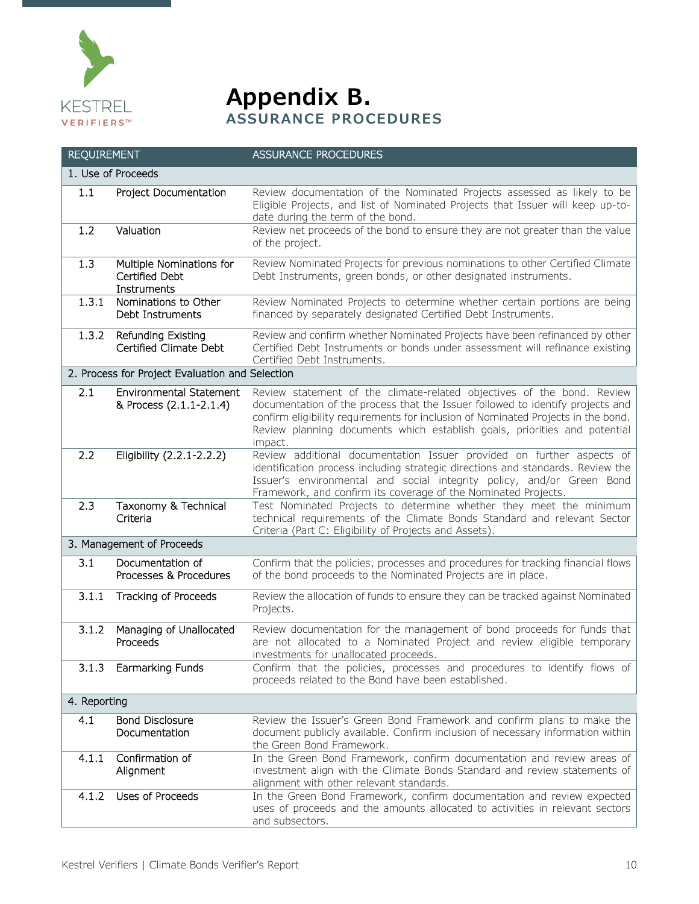# Appendix B.

## ASSURANCE PROCEDURES

| REQUIREMENT | | ASSURANCE PROCEDURES |
|---|---|---|
| 1. Use of Proceeds | | |
| 1.1 | Project Documentation | Review documentation of the Nominated Projects assessed as likely to be Eligible Projects, and list of Nominated Projects that Issuer will keep up-to-date during the term of the bond. |
| 1.2 | Valuation | Review net proceeds of the bond to ensure they are not greater than the value of the project. |
| 1.3 | Multiple Nominations for Certified Debt Instruments | Review Nominated Projects for previous nominations to other Certified Climate Debt Instruments, green bonds, or other designated instruments. |
| 1.3.1 | Nominations to Other Debt Instruments | Review Nominated Projects to determine whether certain portions are being financed by separately designated Certified Debt Instruments. |
| 1.3.2 | Refunding Existing Certified Climate Debt | Review and confirm whether Nominated Projects have been refinanced by other Certified Debt Instruments or bonds under assessment will refinance existing Certified Debt Instruments. |
| 2. Process for Project Evaluation and Selection | | |
| 2.1 | Environmental Statement & Process (2.1.1-2.1.4) | Review statement of the climate-related objectives of the bond. Review documentation of the process that the Issuer followed to identify projects and confirm eligibility requirements for inclusion of Nominated Projects in the bond. Review planning documents which establish goals, priorities and potential impact. |
| 2.2 | Eligibility (2.2.1-2.2.2) | Review additional documentation Issuer provided on further aspects of identification process including strategic directions and standards. Review the Issuer's environmental and social integrity policy, and/or Green Bond Framework, and confirm its coverage of the Nominated Projects. |
| 2.3 | Taxonomy & Technical Criteria | Test Nominated Projects to determine whether they meet the minimum technical requirements of the Climate Bonds Standard and relevant Sector Criteria (Part C: Eligibility of Projects and Assets). |
| 3. Management of Proceeds | | |
| 3.1 | Documentation of Processes & Procedures | Confirm that the policies, processes and procedures for tracking financial flows of the bond proceeds to the Nominated Projects are in place. |
| 3.1.1 | Tracking of Proceeds | Review the allocation of funds to ensure they can be tracked against Nominated Projects. |
| 3.1.2 | Managing of Unallocated Proceeds | Review documentation for the management of bond proceeds for funds that are not allocated to a Nominated Project and review eligible temporary investments for unallocated proceeds. |
| 3.1.3 | Earmarking Funds | Confirm that the policies, processes and procedures to identify flows of proceeds related to the Bond have been established. |
| 4. Reporting | | |
| 4.1 | Bond Disclosure Documentation | Review the Issuer's Green Bond Framework and confirm plans to make the document publicly available. Confirm inclusion of necessary information within the Green Bond Framework. |
| 4.1.1 | Confirmation of Alignment | In the Green Bond Framework, confirm documentation and review areas of investment align with the Climate Bonds Standard and review statements of alignment with other relevant standards. |
| 4.1.2 | Uses of Proceeds | In the Green Bond Framework, confirm documentation and review expected uses of proceeds and the amounts allocated to activities in relevant sectors and subsectors. |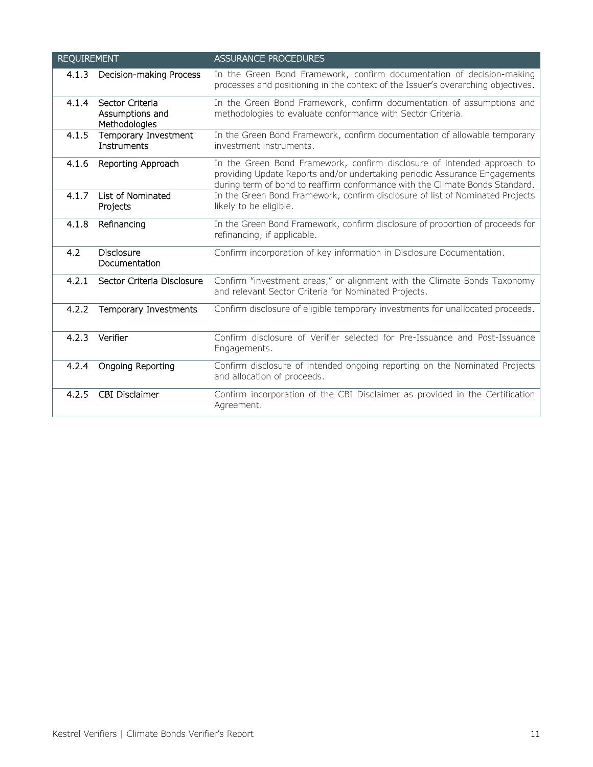| REQUIREMENT | | ASSURANCE PROCEDURES |
|---|---|---|
| 4.1.3 | Decision-making Process | In the Green Bond Framework, confirm documentation of decision-making processes and positioning in the context of the Issuer's overarching objectives. |
| 4.1.4 | Sector Criteria Assumptions and Methodologies | In the Green Bond Framework, confirm documentation of assumptions and methodologies to evaluate conformance with Sector Criteria. |
| 4.1.5 | Temporary Investment Instruments | In the Green Bond Framework, confirm documentation of allowable temporary investment instruments. |
| 4.1.6 | Reporting Approach | In the Green Bond Framework, confirm disclosure of intended approach to providing Update Reports and/or undertaking periodic Assurance Engagements during term of bond to reaffirm conformance with the Climate Bonds Standard. |
| 4.1.7 | List of Nominated Projects | In the Green Bond Framework, confirm disclosure of list of Nominated Projects likely to be eligible. |
| 4.1.8 | Refinancing | In the Green Bond Framework, confirm disclosure of proportion of proceeds for refinancing, if applicable. |
| 4.2 | Disclosure Documentation | Confirm incorporation of key information in Disclosure Documentation. |
| 4.2.1 | Sector Criteria Disclosure | Confirm "investment areas," or alignment with the Climate Bonds Taxonomy and relevant Sector Criteria for Nominated Projects. |
| 4.2.2 | Temporary Investments | Confirm disclosure of eligible temporary investments for unallocated proceeds. |
| 4.2.3 | Verifier | Confirm disclosure of Verifier selected for Pre-Issuance and Post-Issuance Engagements. |
| 4.2.4 | Ongoing Reporting | Confirm disclosure of intended ongoing reporting on the Nominated Projects and allocation of proceeds. |
| 4.2.5 | CBI Disclaimer | Confirm incorporation of the CBI Disclaimer as provided in the Certification Agreement. |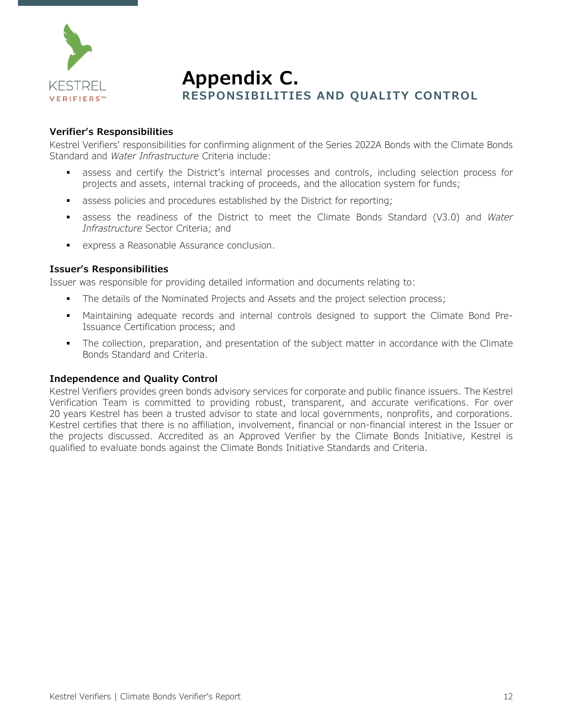# Appendix C.

## RESPONSIBILITIES AND QUALITY CONTROL

**Verifier's Responsibilities**

Kestrel Verifiers' responsibilities for confirming alignment of the Series 2022A Bonds with the Climate Bonds Standard and *Water Infrastructure* Criteria include:

- assess and certify the District's internal processes and controls, including selection process for projects and assets, internal tracking of proceeds, and the allocation system for funds;
- assess policies and procedures established by the District for reporting;
- assess the readiness of the District to meet the Climate Bonds Standard (V3.0) and *Water Infrastructure* Sector Criteria; and
- express a Reasonable Assurance conclusion.

**Issuer's Responsibilities**

Issuer was responsible for providing detailed information and documents relating to:

- The details of the Nominated Projects and Assets and the project selection process;
- Maintaining adequate records and internal controls designed to support the Climate Bond Pre-Issuance Certification process; and
- The collection, preparation, and presentation of the subject matter in accordance with the Climate Bonds Standard and Criteria.

**Independence and Quality Control**

Kestrel Verifiers provides green bonds advisory services for corporate and public finance issuers. The Kestrel Verification Team is committed to providing robust, transparent, and accurate verifications. For over 20 years Kestrel has been a trusted advisor to state and local governments, nonprofits, and corporations. Kestrel certifies that there is no affiliation, involvement, financial or non-financial interest in the Issuer or the projects discussed. Accredited as an Approved Verifier by the Climate Bonds Initiative, Kestrel is qualified to evaluate bonds against the Climate Bonds Initiative Standards and Criteria.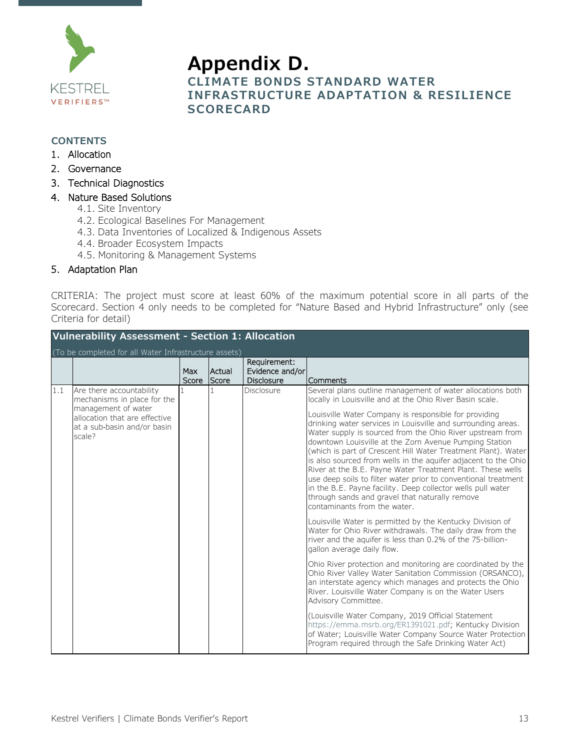# Appendix D.

## CLIMATE BONDS STANDARD WATER INFRASTRUCTURE ADAPTATION & RESILIENCE SCORECARD

**CONTENTS**

1. Allocation
2. Governance
3. Technical Diagnostics
4. Nature Based Solutions
   - 4.1. Site Inventory
   - 4.2. Ecological Baselines For Management
   - 4.3. Data Inventories of Localized & Indigenous Assets
   - 4.4. Broader Ecosystem Impacts
   - 4.5. Monitoring & Management Systems
5. Adaptation Plan

CRITERIA: The project must score at least 60% of the maximum potential score in all parts of the Scorecard. Section 4 only needs to be completed for "Nature Based and Hybrid Infrastructure" only (see Criteria for detail)

| **Vulnerability Assessment - Section 1: Allocation** (To be completed for all Water Infrastructure assets) | | | | | |
|---|---|---|---|---|---|
| | | Max Score | Actual Score | Requirement: Evidence and/or Disclosure | Comments |
| 1.1 | Are there accountability mechanisms in place for the management of water allocation that are effective at a sub-basin and/or basin scale? | 1 | 1 | Disclosure | Several plans outline management of water allocations both locally in Louisville and at the Ohio River Basin scale.<br><br>Louisville Water Company is responsible for providing drinking water services in Louisville and surrounding areas. Water supply is sourced from the Ohio River upstream from downtown Louisville at the Zorn Avenue Pumping Station (which is part of Crescent Hill Water Treatment Plant). Water is also sourced from wells in the aquifer adjacent to the Ohio River at the B.E. Payne Water Treatment Plant. These wells use deep soils to filter water prior to conventional treatment in the B.E. Payne facility. Deep collector wells pull water through sands and gravel that naturally remove contaminants from the water.<br><br>Louisville Water is permitted by the Kentucky Division of Water for Ohio River withdrawals. The daily draw from the river and the aquifer is less than 0.2% of the 75-billion-gallon average daily flow.<br><br>Ohio River protection and monitoring are coordinated by the Ohio River Valley Water Sanitation Commission (ORSANCO), an interstate agency which manages and protects the Ohio River. Louisville Water Company is on the Water Users Advisory Committee.<br><br>(Louisville Water Company, 2019 Official Statement https://emma.msrb.org/ER1391021.pdf; Kentucky Division of Water; Louisville Water Company Source Water Protection Program required through the Safe Drinking Water Act) |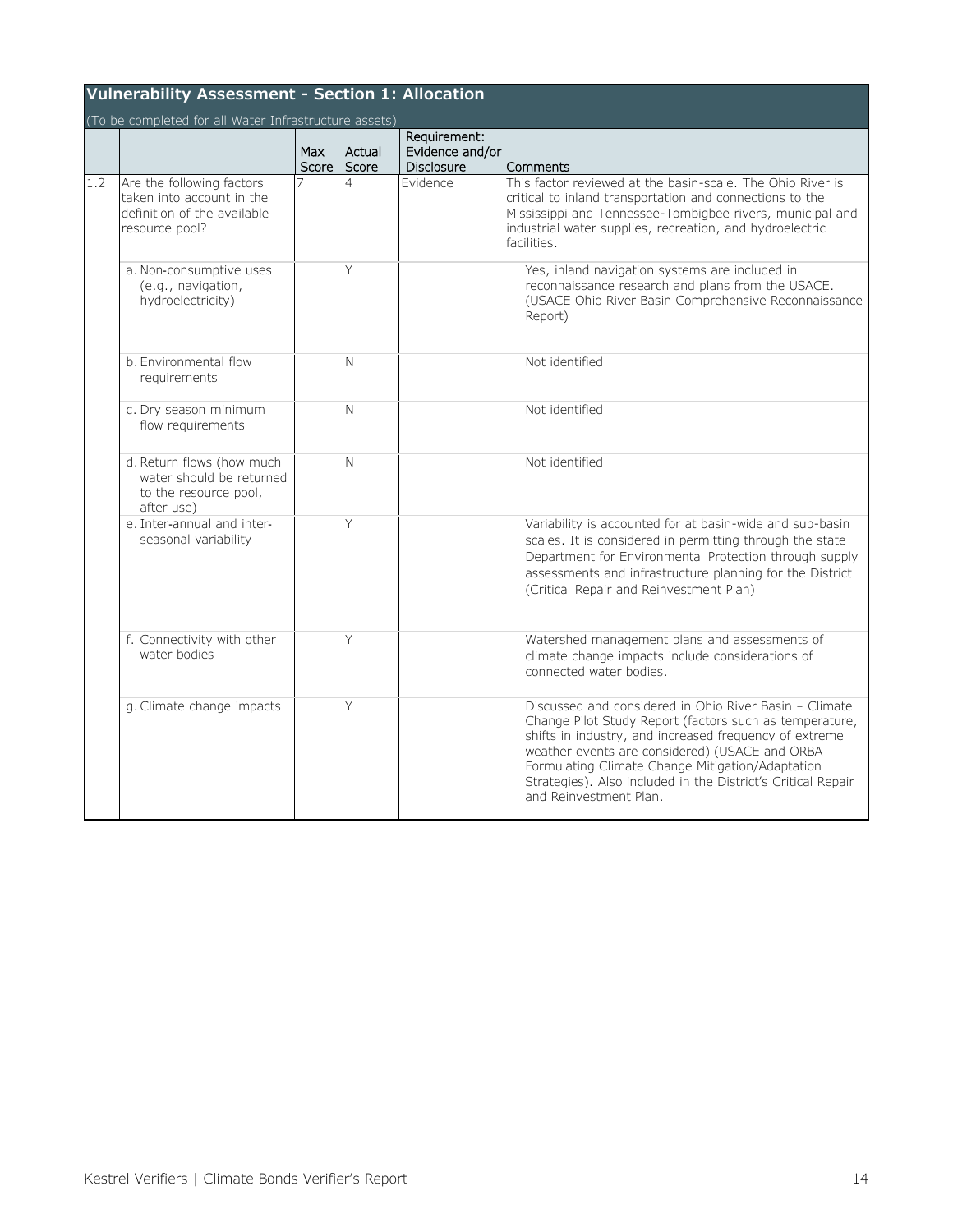## Vulnerability Assessment - Section 1: Allocation

(To be completed for all Water Infrastructure assets)

| | | Max Score | Actual Score | Requirement: Evidence and/or Disclosure | Comments |
|---|---|---|---|---|---|
| 1.2 | Are the following factors taken into account in the definition of the available resource pool? | 7 | 4 | Evidence | This factor reviewed at the basin-scale. The Ohio River is critical to inland transportation and connections to the Mississippi and Tennessee-Tombigbee rivers, municipal and industrial water supplies, recreation, and hydroelectric facilities. |
| | a. Non-consumptive uses (e.g., navigation, hydroelectricity) | | Y | | Yes, inland navigation systems are included in reconnaissance research and plans from the USACE. (USACE Ohio River Basin Comprehensive Reconnaissance Report) |
| | b. Environmental flow requirements | | N | | Not identified |
| | c. Dry season minimum flow requirements | | N | | Not identified |
| | d. Return flows (how much water should be returned to the resource pool, after use) | | N | | Not identified |
| | e. Inter-annual and inter-seasonal variability | | Y | | Variability is accounted for at basin-wide and sub-basin scales. It is considered in permitting through the state Department for Environmental Protection through supply assessments and infrastructure planning for the District (Critical Repair and Reinvestment Plan) |
| | f. Connectivity with other water bodies | | Y | | Watershed management plans and assessments of climate change impacts include considerations of connected water bodies. |
| | g. Climate change impacts | | Y | | Discussed and considered in Ohio River Basin – Climate Change Pilot Study Report (factors such as temperature, shifts in industry, and increased frequency of extreme weather events are considered) (USACE and ORBA Formulating Climate Change Mitigation/Adaptation Strategies). Also included in the District's Critical Repair and Reinvestment Plan. |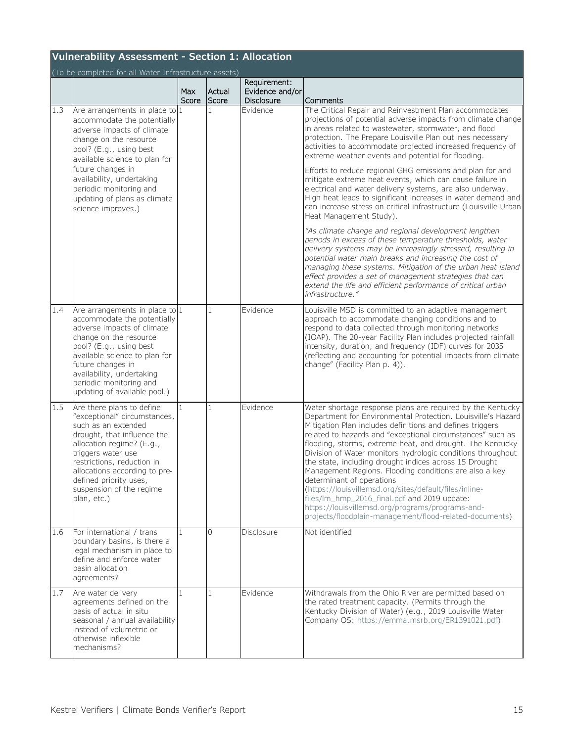## Vulnerability Assessment - Section 1: Allocation

(To be completed for all Water Infrastructure assets)

| | | Max Score | Actual Score | Requirement: Evidence and/or Disclosure | Comments |
|---|---|---|---|---|---|
| 1.3 | Are arrangements in place to accommodate the potentially adverse impacts of climate change on the resource pool? (E.g., using best available science to plan for future changes in availability, undertaking periodic monitoring and updating of plans as climate science improves.) | 1 | 1 | Evidence | The Critical Repair and Reinvestment Plan accommodates projections of potential adverse impacts from climate change in areas related to wastewater, stormwater, and flood protection. The Prepare Louisville Plan outlines necessary activities to accommodate projected increased frequency of extreme weather events and potential for flooding.<br><br>Efforts to reduce regional GHG emissions and plan for and mitigate extreme heat events, which can cause failure in electrical and water delivery systems, are also underway. High heat leads to significant increases in water demand and can increase stress on critical infrastructure (Louisville Urban Heat Management Study).<br><br>*"As climate change and regional development lengthen periods in excess of these temperature thresholds, water delivery systems may be increasingly stressed, resulting in potential water main breaks and increasing the cost of managing these systems. Mitigation of the urban heat island effect provides a set of management strategies that can extend the life and efficient performance of critical urban infrastructure."* |
| 1.4 | Are arrangements in place to accommodate the potentially adverse impacts of climate change on the resource pool? (E.g., using best available science to plan for future changes in availability, undertaking periodic monitoring and updating of available pool.) | 1 | 1 | Evidence | Louisville MSD is committed to an adaptive management approach to accommodate changing conditions and to respond to data collected through monitoring networks (IOAP). The 20-year Facility Plan includes projected rainfall intensity, duration, and frequency (IDF) curves for 2035 (reflecting and accounting for potential impacts from climate change" (Facility Plan p. 4)). |
| 1.5 | Are there plans to define "exceptional" circumstances, such as an extended drought, that influence the allocation regime? (E.g., triggers water use restrictions, reduction in allocations according to pre-defined priority uses, suspension of the regime plan, etc.) | 1 | 1 | Evidence | Water shortage response plans are required by the Kentucky Department for Environmental Protection. Louisville's Hazard Mitigation Plan includes definitions and defines triggers related to hazards and "exceptional circumstances" such as flooding, storms, extreme heat, and drought. The Kentucky Division of Water monitors hydrologic conditions throughout the state, including drought indices across 15 Drought Management Regions. Flooding conditions are also a key determinant of operations (https://louisvillemsd.org/sites/default/files/inline-files/lm_hmp_2016_final.pdf and 2019 update: https://louisvillemsd.org/programs/programs-and-projects/floodplain-management/flood-related-documents) |
| 1.6 | For international / trans boundary basins, is there a legal mechanism in place to define and enforce water basin allocation agreements? | 1 | 0 | Disclosure | Not identified |
| 1.7 | Are water delivery agreements defined on the basis of actual in situ seasonal / annual availability instead of volumetric or otherwise inflexible mechanisms? | 1 | 1 | Evidence | Withdrawals from the Ohio River are permitted based on the rated treatment capacity. (Permits through the Kentucky Division of Water) (e.g., 2019 Louisville Water Company OS: https://emma.msrb.org/ER1391021.pdf) |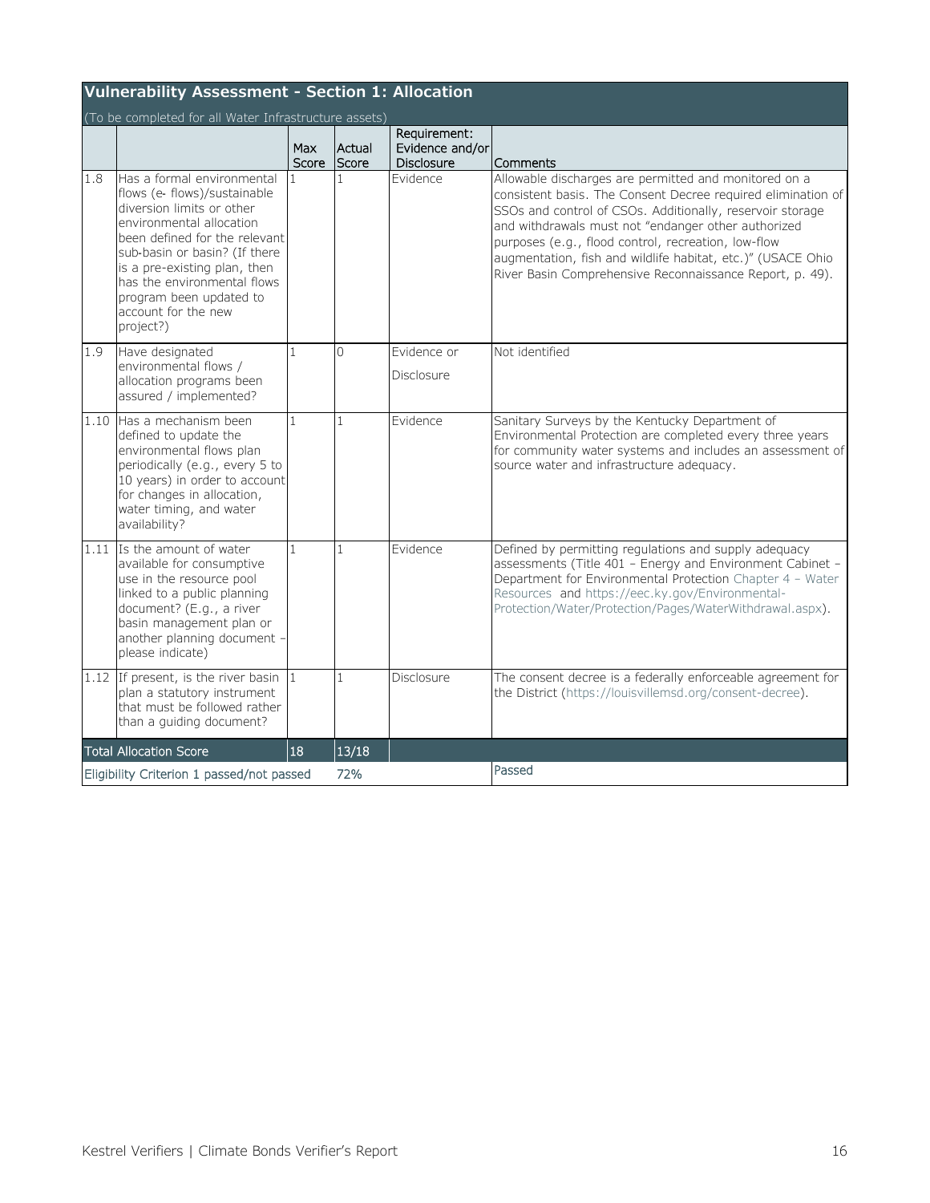## Vulnerability Assessment - Section 1: Allocation

(To be completed for all Water Infrastructure assets)

| | | Max Score | Actual Score | Requirement: Evidence and/or Disclosure | Comments |
|---|---|---|---|---|---|
| 1.8 | Has a formal environmental flows (e- flows)/sustainable diversion limits or other environmental allocation been defined for the relevant sub-basin or basin? (If there is a pre-existing plan, then has the environmental flows program been updated to account for the new project?) | 1 | 1 | Evidence | Allowable discharges are permitted and monitored on a consistent basis. The Consent Decree required elimination of SSOs and control of CSOs. Additionally, reservoir storage and withdrawals must not "endanger other authorized purposes (e.g., flood control, recreation, low-flow augmentation, fish and wildlife habitat, etc.)" (USACE Ohio River Basin Comprehensive Reconnaissance Report, p. 49). |
| 1.9 | Have designated environmental flows / allocation programs been assured / implemented? | 1 | 0 | Evidence or Disclosure | Not identified |
| 1.10 | Has a mechanism been defined to update the environmental flows plan periodically (e.g., every 5 to 10 years) in order to account for changes in allocation, water timing, and water availability? | 1 | 1 | Evidence | Sanitary Surveys by the Kentucky Department of Environmental Protection are completed every three years for community water systems and includes an assessment of source water and infrastructure adequacy. |
| 1.11 | Is the amount of water available for consumptive use in the resource pool linked to a public planning document? (E.g., a river basin management plan or another planning document – please indicate) | 1 | 1 | Evidence | Defined by permitting regulations and supply adequacy assessments (Title 401 – Energy and Environment Cabinet – Department for Environmental Protection Chapter 4 – Water Resources and https://eec.ky.gov/Environmental-Protection/Water/Protection/Pages/WaterWithdrawal.aspx). |
| 1.12 | If present, is the river basin plan a statutory instrument that must be followed rather than a guiding document? | 1 | 1 | Disclosure | The consent decree is a federally enforceable agreement for the District (https://louisvillemsd.org/consent-decree). |
| Total Allocation Score | | 18 | 13/18 | | |
| Eligibility Criterion 1 passed/not passed | | | 72% | | Passed |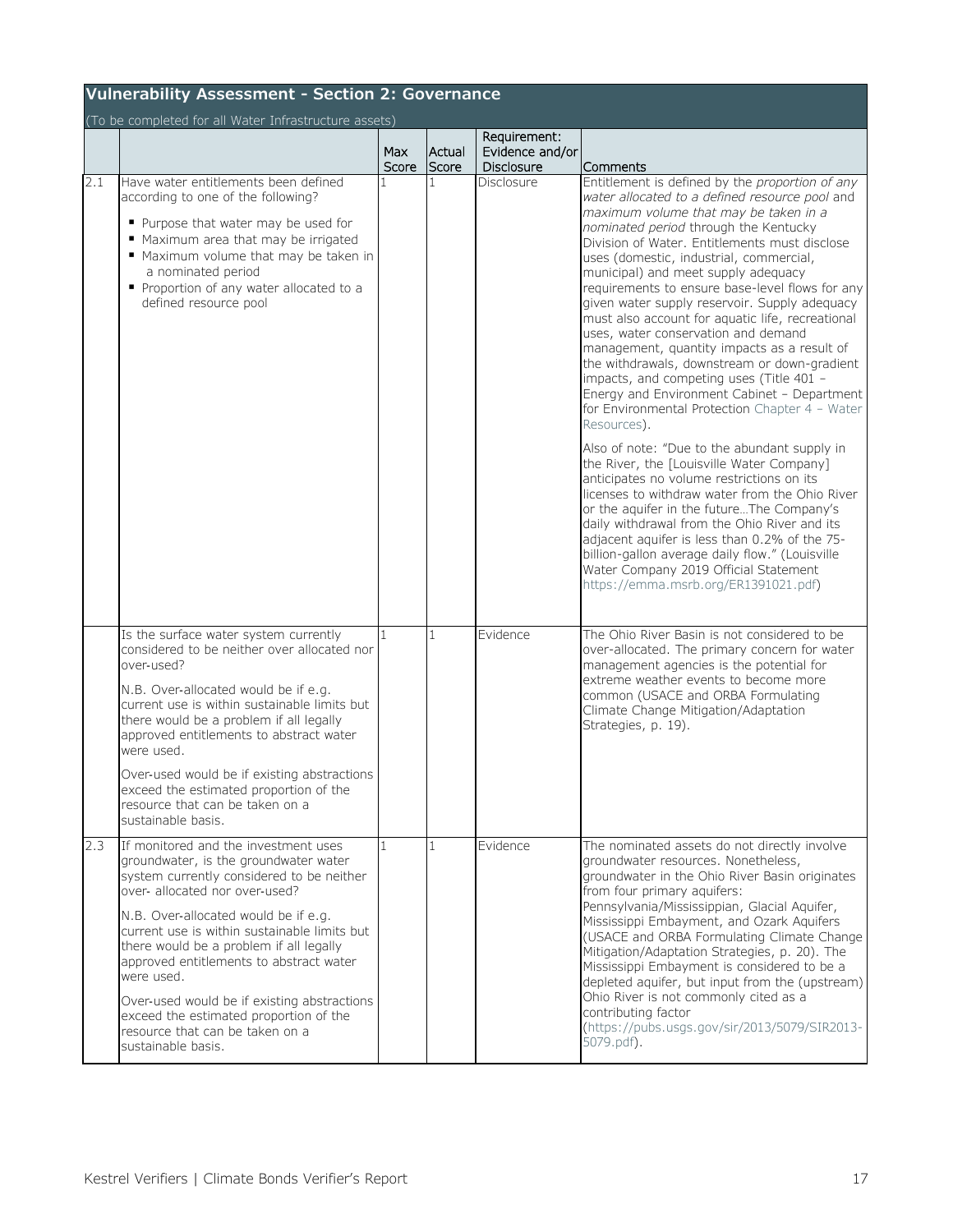## Vulnerability Assessment - Section 2: Governance

(To be completed for all Water Infrastructure assets)

| | | Max Score | Actual Score | Requirement: Evidence and/or Disclosure | Comments |
|---|---|---|---|---|---|
| 2.1 | Have water entitlements been defined according to one of the following?<br>▪ Purpose that water may be used for<br>▪ Maximum area that may be irrigated<br>▪ Maximum volume that may be taken in a nominated period<br>▪ Proportion of any water allocated to a defined resource pool | 1 | 1 | Disclosure | Entitlement is defined by the *proportion of any water allocated to a defined resource pool* and *maximum volume that may be taken in a nominated period* through the Kentucky Division of Water. Entitlements must disclose uses (domestic, industrial, commercial, municipal) and meet supply adequacy requirements to ensure base-level flows for any given water supply reservoir. Supply adequacy must also account for aquatic life, recreational uses, water conservation and demand management, quantity impacts as a result of the withdrawals, downstream or down-gradient impacts, and competing uses (Title 401 – Energy and Environment Cabinet – Department for Environmental Protection Chapter 4 – Water Resources).<br><br>Also of note: "Due to the abundant supply in the River, the [Louisville Water Company] anticipates no volume restrictions on its licenses to withdraw water from the Ohio River or the aquifer in the future…The Company's daily withdrawal from the Ohio River and its adjacent aquifer is less than 0.2% of the 75-billion-gallon average daily flow." (Louisville Water Company 2019 Official Statement https://emma.msrb.org/ER1391021.pdf) |
| | Is the surface water system currently considered to be neither over allocated nor over-used?<br><br>N.B. Over-allocated would be if e.g. current use is within sustainable limits but there would be a problem if all legally approved entitlements to abstract water were used.<br><br>Over-used would be if existing abstractions exceed the estimated proportion of the resource that can be taken on a sustainable basis. | 1 | 1 | Evidence | The Ohio River Basin is not considered to be over-allocated. The primary concern for water management agencies is the potential for extreme weather events to become more common (USACE and ORBA Formulating Climate Change Mitigation/Adaptation Strategies, p. 19). |
| 2.3 | If monitored and the investment uses groundwater, is the groundwater water system currently considered to be neither over- allocated nor over-used?<br><br>N.B. Over-allocated would be if e.g. current use is within sustainable limits but there would be a problem if all legally approved entitlements to abstract water were used.<br><br>Over-used would be if existing abstractions exceed the estimated proportion of the resource that can be taken on a sustainable basis. | 1 | 1 | Evidence | The nominated assets do not directly involve groundwater resources. Nonetheless, groundwater in the Ohio River Basin originates from four primary aquifers: Pennsylvania/Mississippian, Glacial Aquifer, Mississippi Embayment, and Ozark Aquifers (USACE and ORBA Formulating Climate Change Mitigation/Adaptation Strategies, p. 20). The Mississippi Embayment is considered to be a depleted aquifer, but input from the (upstream) Ohio River is not commonly cited as a contributing factor (https://pubs.usgs.gov/sir/2013/5079/SIR2013-5079.pdf). |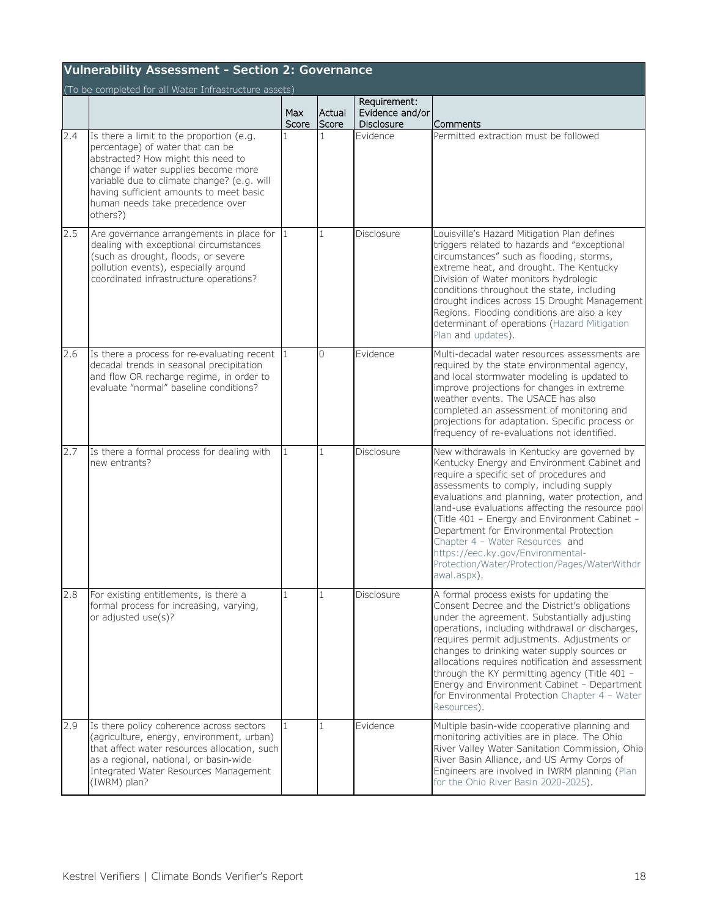## Vulnerability Assessment - Section 2: Governance

(To be completed for all Water Infrastructure assets)

| | | Max Score | Actual Score | Requirement: Evidence and/or Disclosure | Comments |
|---|---|---|---|---|---|
| 2.4 | Is there a limit to the proportion (e.g. percentage) of water that can be abstracted? How might this need to change if water supplies become more variable due to climate change? (e.g. will having sufficient amounts to meet basic human needs take precedence over others?) | 1 | 1 | Evidence | Permitted extraction must be followed |
| 2.5 | Are governance arrangements in place for dealing with exceptional circumstances (such as drought, floods, or severe pollution events), especially around coordinated infrastructure operations? | 1 | 1 | Disclosure | Louisville's Hazard Mitigation Plan defines triggers related to hazards and "exceptional circumstances" such as flooding, storms, extreme heat, and drought. The Kentucky Division of Water monitors hydrologic conditions throughout the state, including drought indices across 15 Drought Management Regions. Flooding conditions are also a key determinant of operations (Hazard Mitigation Plan and updates). |
| 2.6 | Is there a process for re-evaluating recent decadal trends in seasonal precipitation and flow OR recharge regime, in order to evaluate "normal" baseline conditions? | 1 | 0 | Evidence | Multi-decadal water resources assessments are required by the state environmental agency, and local stormwater modeling is updated to improve projections for changes in extreme weather events. The USACE has also completed an assessment of monitoring and projections for adaptation. Specific process or frequency of re-evaluations not identified. |
| 2.7 | Is there a formal process for dealing with new entrants? | 1 | 1 | Disclosure | New withdrawals in Kentucky are governed by Kentucky Energy and Environment Cabinet and require a specific set of procedures and assessments to comply, including supply evaluations and planning, water protection, and land-use evaluations affecting the resource pool (Title 401 – Energy and Environment Cabinet – Department for Environmental Protection Chapter 4 – Water Resources and https://eec.ky.gov/Environmental-Protection/Water/Protection/Pages/WaterWithdrawal.aspx). |
| 2.8 | For existing entitlements, is there a formal process for increasing, varying, or adjusted use(s)? | 1 | 1 | Disclosure | A formal process exists for updating the Consent Decree and the District's obligations under the agreement. Substantially adjusting operations, including withdrawal or discharges, requires permit adjustments. Adjustments or changes to drinking water supply sources or allocations requires notification and assessment through the KY permitting agency (Title 401 – Energy and Environment Cabinet – Department for Environmental Protection Chapter 4 – Water Resources). |
| 2.9 | Is there policy coherence across sectors (agriculture, energy, environment, urban) that affect water resources allocation, such as a regional, national, or basin-wide Integrated Water Resources Management (IWRM) plan? | 1 | 1 | Evidence | Multiple basin-wide cooperative planning and monitoring activities are in place. The Ohio River Valley Water Sanitation Commission, Ohio River Basin Alliance, and US Army Corps of Engineers are involved in IWRM planning (Plan for the Ohio River Basin 2020-2025). |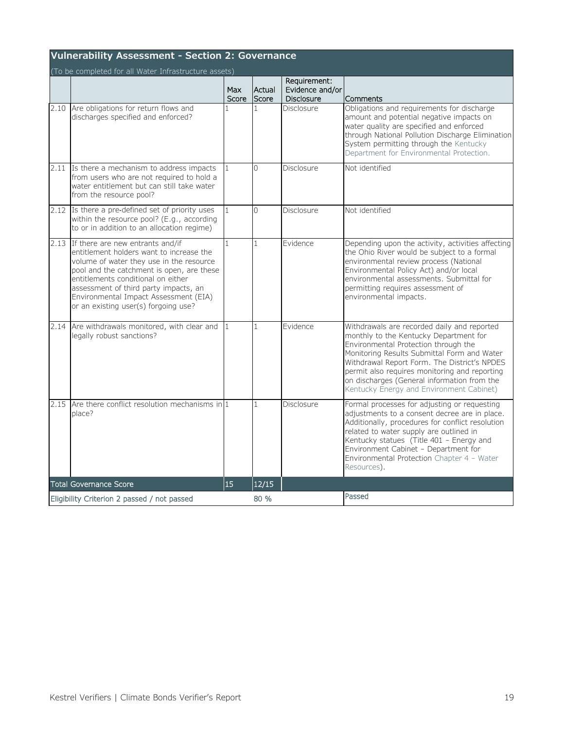## Vulnerability Assessment - Section 2: Governance

(To be completed for all Water Infrastructure assets)

| | | Max Score | Actual Score | Requirement: Evidence and/or Disclosure | Comments |
|---|---|---|---|---|---|
| 2.10 | Are obligations for return flows and discharges specified and enforced? | 1 | 1 | Disclosure | Obligations and requirements for discharge amount and potential negative impacts on water quality are specified and enforced through National Pollution Discharge Elimination System permitting through the Kentucky Department for Environmental Protection. |
| 2.11 | Is there a mechanism to address impacts from users who are not required to hold a water entitlement but can still take water from the resource pool? | 1 | 0 | Disclosure | Not identified |
| 2.12 | Is there a pre-defined set of priority uses within the resource pool? (E.g., according to or in addition to an allocation regime) | 1 | 0 | Disclosure | Not identified |
| 2.13 | If there are new entrants and/if entitlement holders want to increase the volume of water they use in the resource pool and the catchment is open, are these entitlements conditional on either assessment of third party impacts, an Environmental Impact Assessment (EIA) or an existing user(s) forgoing use? | 1 | 1 | Evidence | Depending upon the activity, activities affecting the Ohio River would be subject to a formal environmental review process (National Environmental Policy Act) and/or local environmental assessments. Submittal for permitting requires assessment of environmental impacts. |
| 2.14 | Are withdrawals monitored, with clear and legally robust sanctions? | 1 | 1 | Evidence | Withdrawals are recorded daily and reported monthly to the Kentucky Department for Environmental Protection through the Monitoring Results Submittal Form and Water Withdrawal Report Form. The District's NPDES permit also requires monitoring and reporting on discharges (General information from the Kentucky Energy and Environment Cabinet) |
| 2.15 | Are there conflict resolution mechanisms in place? | 1 | 1 | Disclosure | Formal processes for adjusting or requesting adjustments to a consent decree are in place. Additionally, procedures for conflict resolution related to water supply are outlined in Kentucky statues (Title 401 – Energy and Environment Cabinet – Department for Environmental Protection Chapter 4 – Water Resources). |
| Total Governance Score | | 15 | 12/15 | | |
| Eligibility Criterion 2 passed / not passed | | | 80 % | | Passed |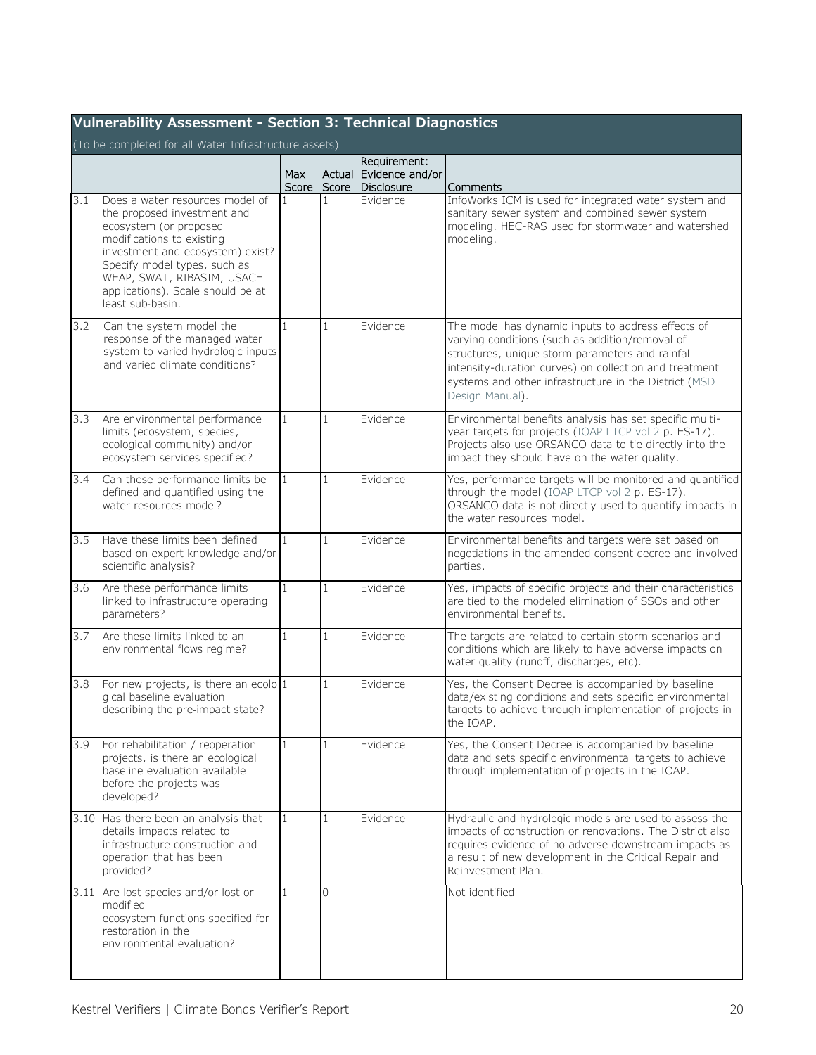## Vulnerability Assessment - Section 3: Technical Diagnostics

(To be completed for all Water Infrastructure assets)

| | | Max Score | Actual Score | Requirement: Evidence and/or Disclosure | Comments |
|---|---|---|---|---|---|
| 3.1 | Does a water resources model of the proposed investment and ecosystem (or proposed modifications to existing investment and ecosystem) exist? Specify model types, such as WEAP, SWAT, RIBASIM, USACE applications). Scale should be at least sub-basin. | 1 | 1 | Evidence | InfoWorks ICM is used for integrated water system and sanitary sewer system and combined sewer system modeling. HEC-RAS used for stormwater and watershed modeling. |
| 3.2 | Can the system model the response of the managed water system to varied hydrologic inputs and varied climate conditions? | 1 | 1 | Evidence | The model has dynamic inputs to address effects of varying conditions (such as addition/removal of structures, unique storm parameters and rainfall intensity-duration curves) on collection and treatment systems and other infrastructure in the District (MSD Design Manual). |
| 3.3 | Are environmental performance limits (ecosystem, species, ecological community) and/or ecosystem services specified? | 1 | 1 | Evidence | Environmental benefits analysis has set specific multi-year targets for projects (IOAP LTCP vol 2 p. ES-17). Projects also use ORSANCO data to tie directly into the impact they should have on the water quality. |
| 3.4 | Can these performance limits be defined and quantified using the water resources model? | 1 | 1 | Evidence | Yes, performance targets will be monitored and quantified through the model (IOAP LTCP vol 2 p. ES-17). ORSANCO data is not directly used to quantify impacts in the water resources model. |
| 3.5 | Have these limits been defined based on expert knowledge and/or scientific analysis? | 1 | 1 | Evidence | Environmental benefits and targets were set based on negotiations in the amended consent decree and involved parties. |
| 3.6 | Are these performance limits linked to infrastructure operating parameters? | 1 | 1 | Evidence | Yes, impacts of specific projects and their characteristics are tied to the modeled elimination of SSOs and other environmental benefits. |
| 3.7 | Are these limits linked to an environmental flows regime? | 1 | 1 | Evidence | The targets are related to certain storm scenarios and conditions which are likely to have adverse impacts on water quality (runoff, discharges, etc). |
| 3.8 | For new projects, is there an ecological baseline evaluation describing the pre-impact state? | 1 | 1 | Evidence | Yes, the Consent Decree is accompanied by baseline data/existing conditions and sets specific environmental targets to achieve through implementation of projects in the IOAP. |
| 3.9 | For rehabilitation / reoperation projects, is there an ecological baseline evaluation available before the projects was developed? | 1 | 1 | Evidence | Yes, the Consent Decree is accompanied by baseline data and sets specific environmental targets to achieve through implementation of projects in the IOAP. |
| 3.10 | Has there been an analysis that details impacts related to infrastructure construction and operation that has been provided? | 1 | 1 | Evidence | Hydraulic and hydrologic models are used to assess the impacts of construction or renovations. The District also requires evidence of no adverse downstream impacts as a result of new development in the Critical Repair and Reinvestment Plan. |
| 3.11 | Are lost species and/or lost or modified ecosystem functions specified for restoration in the environmental evaluation? | 1 | 0 | | Not identified |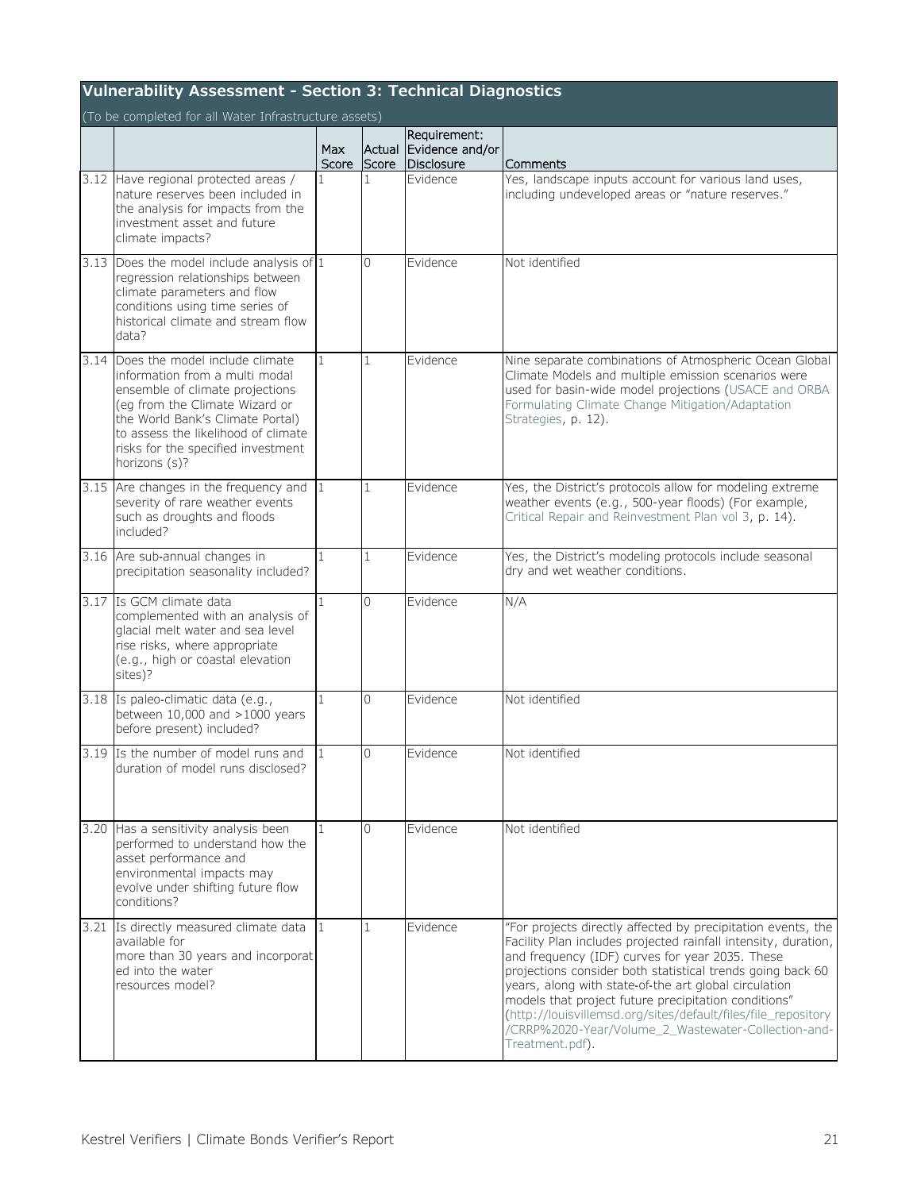## Vulnerability Assessment - Section 3: Technical Diagnostics

(To be completed for all Water Infrastructure assets)

| | | Max Score | Actual Score | Requirement: Evidence and/or Disclosure | Comments |
|---|---|---|---|---|---|
| 3.12 | Have regional protected areas / nature reserves been included in the analysis for impacts from the investment asset and future climate impacts? | 1 | 1 | Evidence | Yes, landscape inputs account for various land uses, including undeveloped areas or "nature reserves." |
| 3.13 | Does the model include analysis of regression relationships between climate parameters and flow conditions using time series of historical climate and stream flow data? | 1 | 0 | Evidence | Not identified |
| 3.14 | Does the model include climate information from a multi modal ensemble of climate projections (eg from the Climate Wizard or the World Bank's Climate Portal) to assess the likelihood of climate risks for the specified investment horizons (s)? | 1 | 1 | Evidence | Nine separate combinations of Atmospheric Ocean Global Climate Models and multiple emission scenarios were used for basin-wide model projections (USACE and ORBA Formulating Climate Change Mitigation/Adaptation Strategies, p. 12). |
| 3.15 | Are changes in the frequency and severity of rare weather events such as droughts and floods included? | 1 | 1 | Evidence | Yes, the District's protocols allow for modeling extreme weather events (e.g., 500-year floods) (For example, Critical Repair and Reinvestment Plan vol 3, p. 14). |
| 3.16 | Are sub-annual changes in precipitation seasonality included? | 1 | 1 | Evidence | Yes, the District's modeling protocols include seasonal dry and wet weather conditions. |
| 3.17 | Is GCM climate data complemented with an analysis of glacial melt water and sea level rise risks, where appropriate (e.g., high or coastal elevation sites)? | 1 | 0 | Evidence | N/A |
| 3.18 | Is paleo-climatic data (e.g., between 10,000 and >1000 years before present) included? | 1 | 0 | Evidence | Not identified |
| 3.19 | Is the number of model runs and duration of model runs disclosed? | 1 | 0 | Evidence | Not identified |
| 3.20 | Has a sensitivity analysis been performed to understand how the asset performance and environmental impacts may evolve under shifting future flow conditions? | 1 | 0 | Evidence | Not identified |
| 3.21 | Is directly measured climate data available for more than 30 years and incorporated into the water resources model? | 1 | 1 | Evidence | "For projects directly affected by precipitation events, the Facility Plan includes projected rainfall intensity, duration, and frequency (IDF) curves for year 2035. These projections consider both statistical trends going back 60 years, along with state-of-the art global circulation models that project future precipitation conditions" (http://louisvillemsd.org/sites/default/files/file_repository/CRRP%2020-Year/Volume_2_Wastewater-Collection-and-Treatment.pdf). |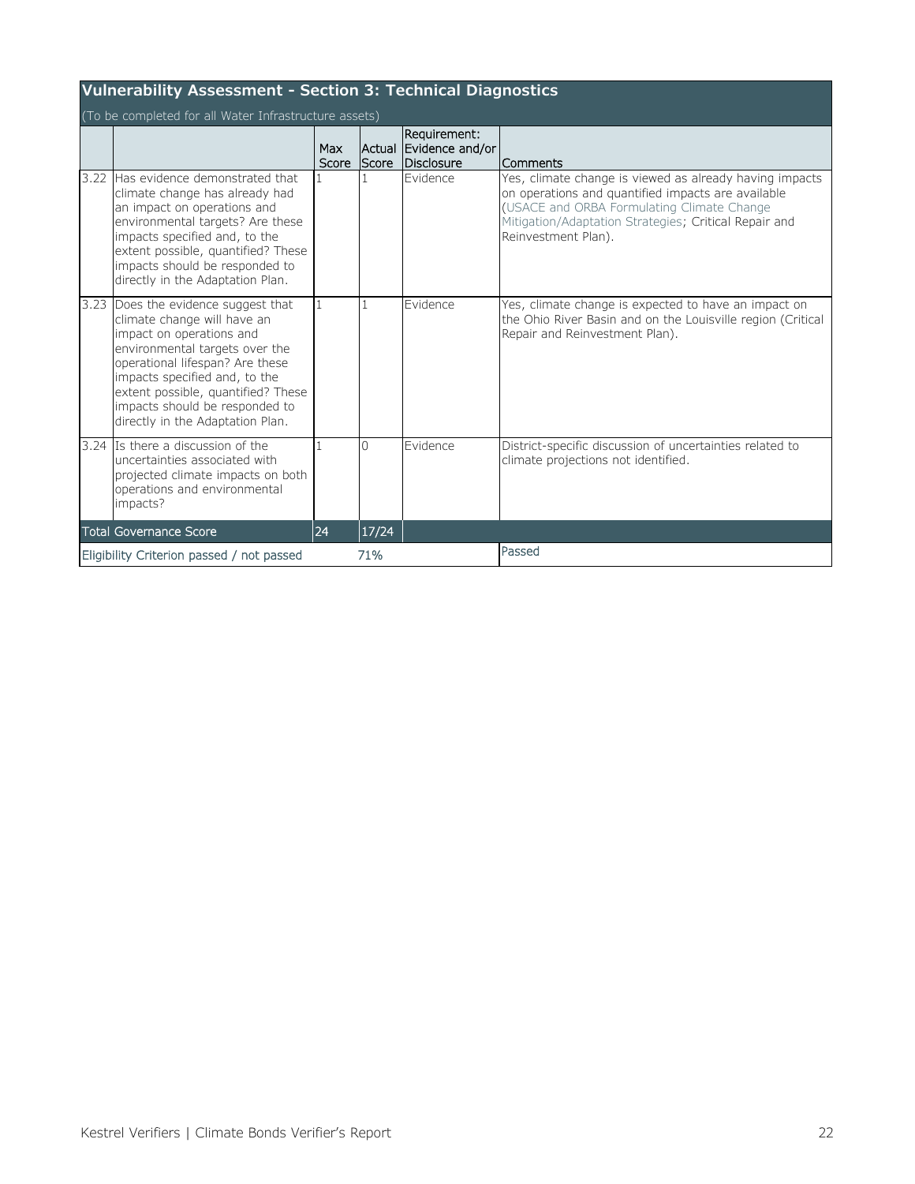## Vulnerability Assessment - Section 3: Technical Diagnostics

(To be completed for all Water Infrastructure assets)

| | | Max Score | Actual Score | Requirement: Evidence and/or Disclosure | Comments |
|---|---|---|---|---|---|
| 3.22 | Has evidence demonstrated that climate change has already had an impact on operations and environmental targets? Are these impacts specified and, to the extent possible, quantified? These impacts should be responded to directly in the Adaptation Plan. | 1 | 1 | Evidence | Yes, climate change is viewed as already having impacts on operations and quantified impacts are available (USACE and ORBA Formulating Climate Change Mitigation/Adaptation Strategies; Critical Repair and Reinvestment Plan). |
| 3.23 | Does the evidence suggest that climate change will have an impact on operations and environmental targets over the operational lifespan? Are these impacts specified and, to the extent possible, quantified? These impacts should be responded to directly in the Adaptation Plan. | 1 | 1 | Evidence | Yes, climate change is expected to have an impact on the Ohio River Basin and on the Louisville region (Critical Repair and Reinvestment Plan). |
| 3.24 | Is there a discussion of the uncertainties associated with projected climate impacts on both operations and environmental impacts? | 1 | 0 | Evidence | District-specific discussion of uncertainties related to climate projections not identified. |
| Total Governance Score | | 24 | 17/24 | | |
| Eligibility Criterion passed / not passed | | | 71% | | Passed |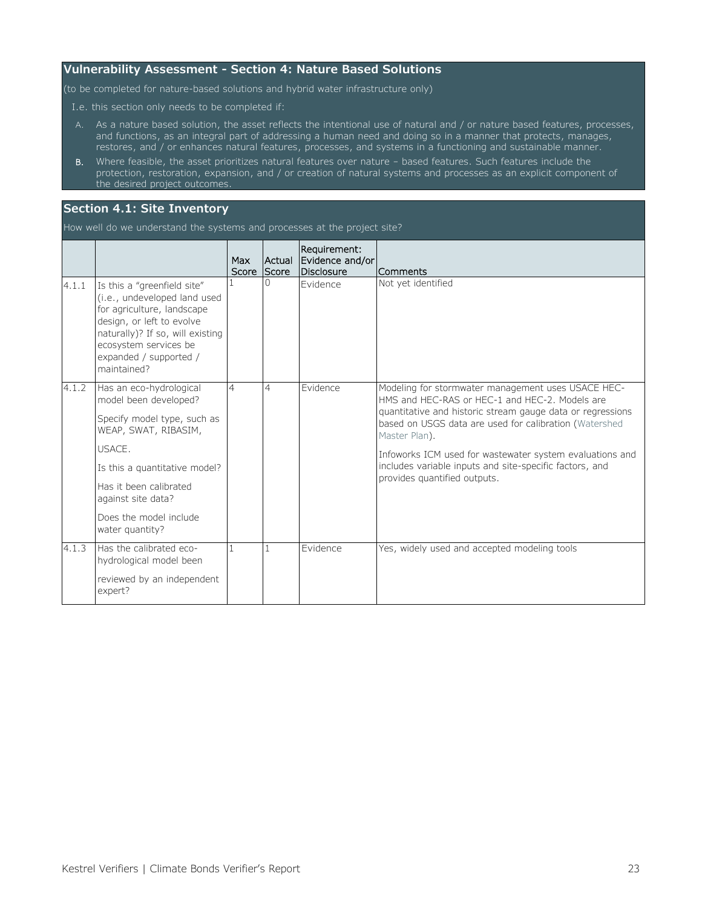## Vulnerability Assessment - Section 4: Nature Based Solutions

(to be completed for nature-based solutions and hybrid water infrastructure only)

I.e. this section only needs to be completed if:

A. As a nature based solution, the asset reflects the intentional use of natural and / or nature based features, processes, and functions, as an integral part of addressing a human need and doing so in a manner that protects, manages, restores, and / or enhances natural features, processes, and systems in a functioning and sustainable manner.

B. Where feasible, the asset prioritizes natural features over nature – based features. Such features include the protection, restoration, expansion, and / or creation of natural systems and processes as an explicit component of the desired project outcomes.

### Section 4.1: Site Inventory

How well do we understand the systems and processes at the project site?

| | | Max Score | Actual Score | Requirement: Evidence and/or Disclosure | Comments |
|---|---|---|---|---|---|
| 4.1.1 | Is this a "greenfield site" (i.e., undeveloped land used for agriculture, landscape design, or left to evolve naturally)? If so, will existing ecosystem services be expanded / supported / maintained? | 1 | 0 | Evidence | Not yet identified |
| 4.1.2 | Has an eco-hydrological model been developed? Specify model type, such as WEAP, SWAT, RIBASIM, USACE. Is this a quantitative model? Has it been calibrated against site data? Does the model include water quantity? | 4 | 4 | Evidence | Modeling for stormwater management uses USACE HEC-HMS and HEC-RAS or HEC-1 and HEC-2. Models are quantitative and historic stream gauge data or regressions based on USGS data are used for calibration (Watershed Master Plan). Infoworks ICM used for wastewater system evaluations and includes variable inputs and site-specific factors, and provides quantified outputs. |
| 4.1.3 | Has the calibrated eco-hydrological model been reviewed by an independent expert? | 1 | 1 | Evidence | Yes, widely used and accepted modeling tools |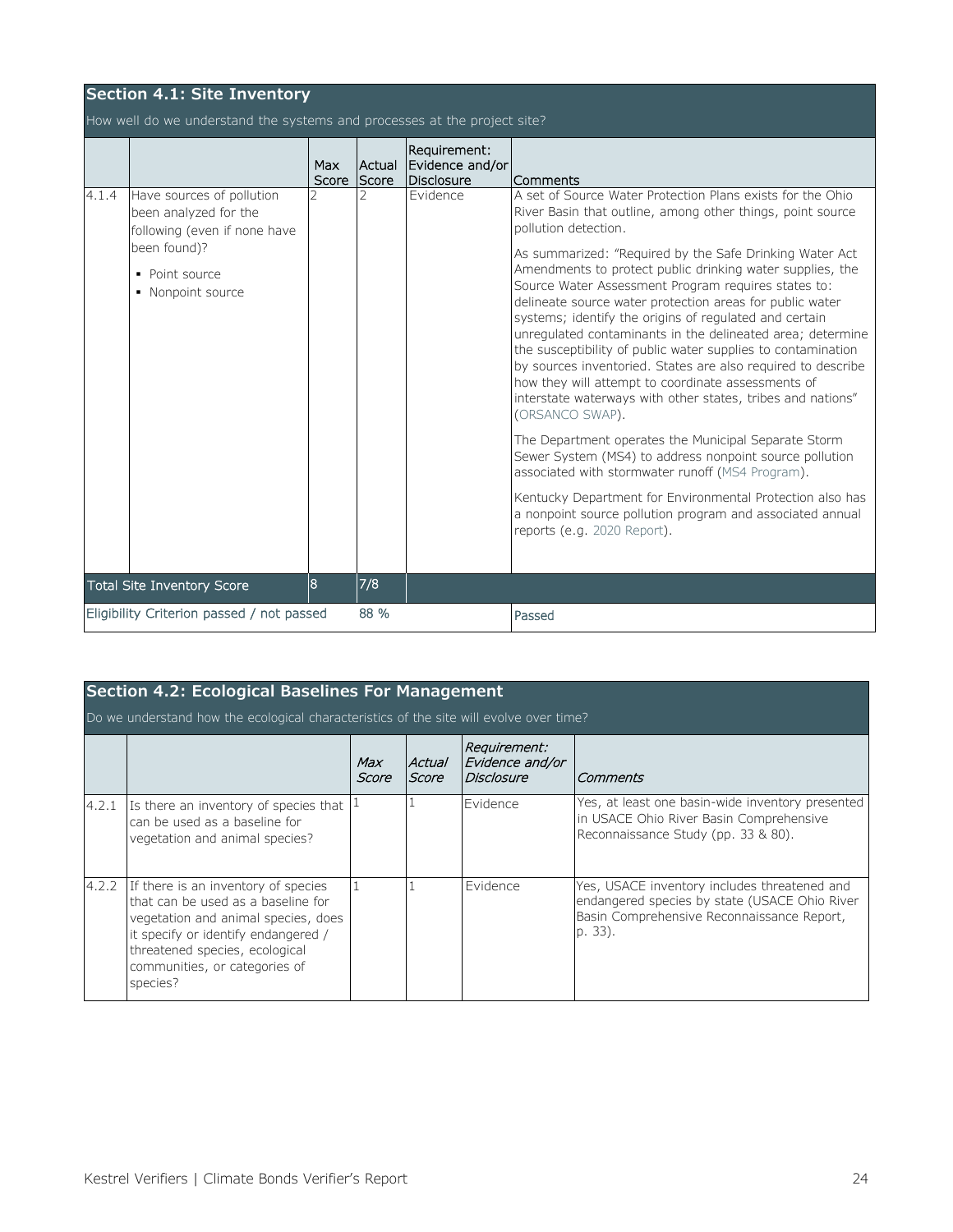## Section 4.1: Site Inventory

How well do we understand the systems and processes at the project site?

| | | Max Score | Actual Score | Requirement: Evidence and/or Disclosure | Comments |
|---|---|---|---|---|---|
| 4.1.4 | Have sources of pollution been analyzed for the following (even if none have been found)?<br>▪ Point source<br>▪ Nonpoint source | 2 | 2 | Evidence | A set of Source Water Protection Plans exists for the Ohio River Basin that outline, among other things, point source pollution detection.<br><br>As summarized: "Required by the Safe Drinking Water Act Amendments to protect public drinking water supplies, the Source Water Assessment Program requires states to: delineate source water protection areas for public water systems; identify the origins of regulated and certain unregulated contaminants in the delineated area; determine the susceptibility of public water supplies to contamination by sources inventoried. States are also required to describe how they will attempt to coordinate assessments of interstate waterways with other states, tribes and nations" (ORSANCO SWAP).<br><br>The Department operates the Municipal Separate Storm Sewer System (MS4) to address nonpoint source pollution associated with stormwater runoff (MS4 Program).<br><br>Kentucky Department for Environmental Protection also has a nonpoint source pollution program and associated annual reports (e.g. 2020 Report). |
| Total Site Inventory Score | | 8 | 7/8 | | |
| Eligibility Criterion passed / not passed | | | 88 % | | Passed |

## Section 4.2: Ecological Baselines For Management

Do we understand how the ecological characteristics of the site will evolve over time?

| | | *Max Score* | *Actual Score* | *Requirement: Evidence and/or Disclosure* | *Comments* |
|---|---|---|---|---|---|
| 4.2.1 | Is there an inventory of species that can be used as a baseline for vegetation and animal species? | 1 | 1 | Evidence | Yes, at least one basin-wide inventory presented in USACE Ohio River Basin Comprehensive Reconnaissance Study (pp. 33 & 80). |
| 4.2.2 | If there is an inventory of species that can be used as a baseline for vegetation and animal species, does it specify or identify endangered / threatened species, ecological communities, or categories of species? | 1 | 1 | Evidence | Yes, USACE inventory includes threatened and endangered species by state (USACE Ohio River Basin Comprehensive Reconnaissance Report, p. 33). |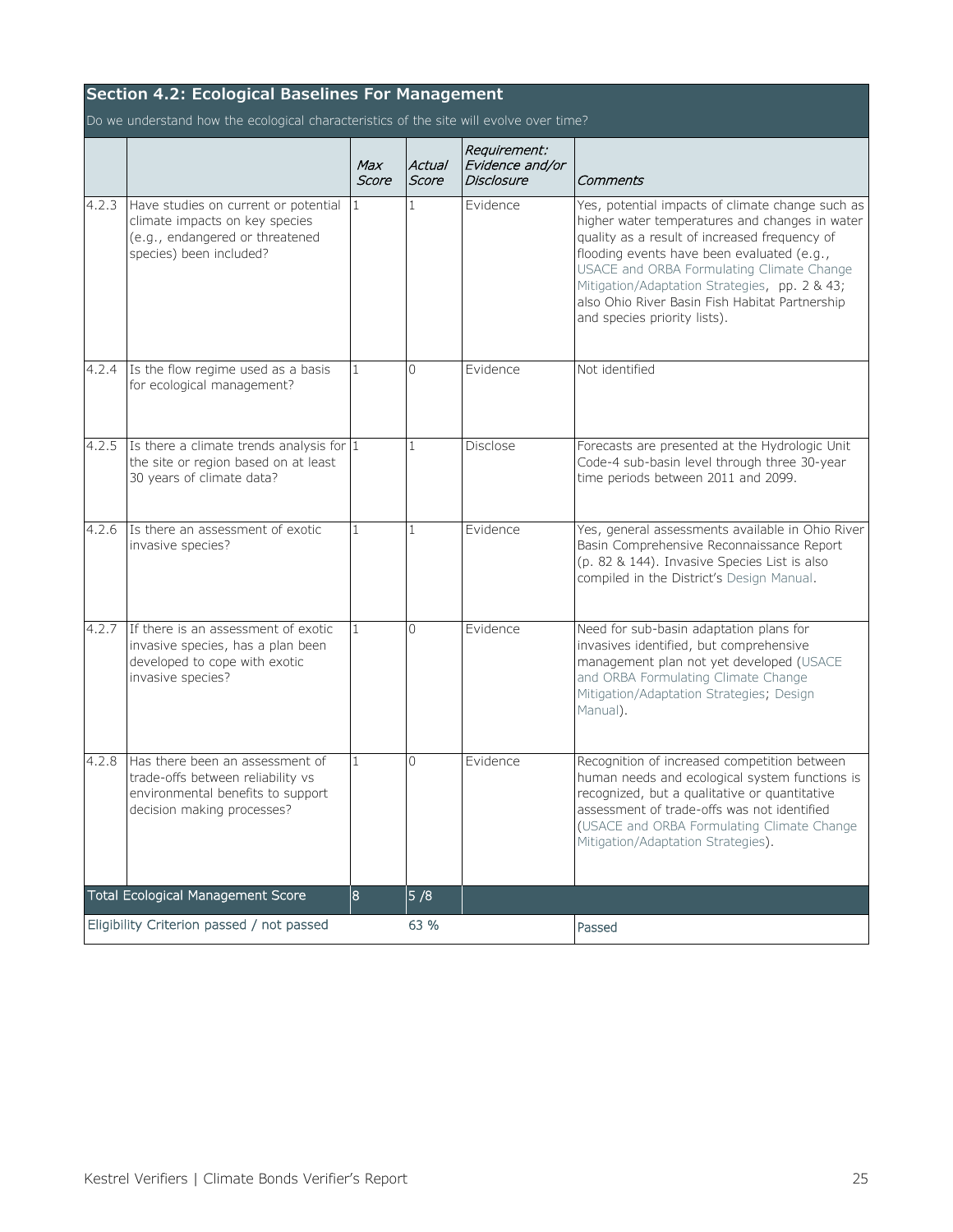## Section 4.2: Ecological Baselines For Management

Do we understand how the ecological characteristics of the site will evolve over time?

| | | *Max Score* | *Actual Score* | *Requirement: Evidence and/or Disclosure* | *Comments* |
|---|---|---|---|---|---|
| 4.2.3 | Have studies on current or potential climate impacts on key species (e.g., endangered or threatened species) been included? | 1 | 1 | Evidence | Yes, potential impacts of climate change such as higher water temperatures and changes in water quality as a result of increased frequency of flooding events have been evaluated (e.g., USACE and ORBA Formulating Climate Change Mitigation/Adaptation Strategies, pp. 2 & 43; also Ohio River Basin Fish Habitat Partnership and species priority lists). |
| 4.2.4 | Is the flow regime used as a basis for ecological management? | 1 | 0 | Evidence | Not identified |
| 4.2.5 | Is there a climate trends analysis for the site or region based on at least 30 years of climate data? | 1 | 1 | Disclose | Forecasts are presented at the Hydrologic Unit Code-4 sub-basin level through three 30-year time periods between 2011 and 2099. |
| 4.2.6 | Is there an assessment of exotic invasive species? | 1 | 1 | Evidence | Yes, general assessments available in Ohio River Basin Comprehensive Reconnaissance Report (p. 82 & 144). Invasive Species List is also compiled in the District's Design Manual. |
| 4.2.7 | If there is an assessment of exotic invasive species, has a plan been developed to cope with exotic invasive species? | 1 | 0 | Evidence | Need for sub-basin adaptation plans for invasives identified, but comprehensive management plan not yet developed (USACE and ORBA Formulating Climate Change Mitigation/Adaptation Strategies; Design Manual). |
| 4.2.8 | Has there been an assessment of trade-offs between reliability vs environmental benefits to support decision making processes? | 1 | 0 | Evidence | Recognition of increased competition between human needs and ecological system functions is recognized, but a qualitative or quantitative assessment of trade-offs was not identified (USACE and ORBA Formulating Climate Change Mitigation/Adaptation Strategies). |
| Total Ecological Management Score | | 8 | 5 /8 | | |
| Eligibility Criterion passed / not passed | | | 63 % | | Passed |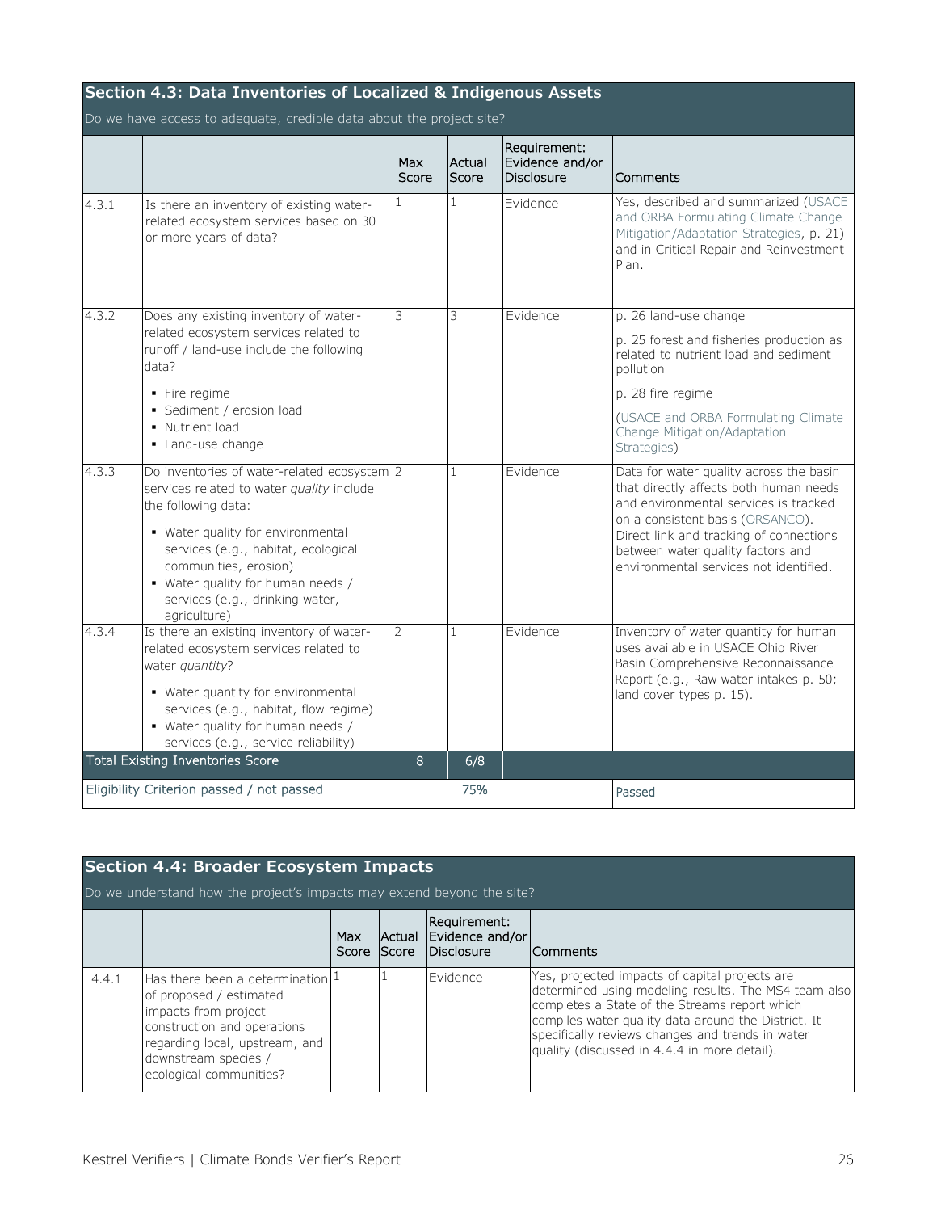## Section 4.3: Data Inventories of Localized & Indigenous Assets

Do we have access to adequate, credible data about the project site?

| | | Max Score | Actual Score | Requirement: Evidence and/or Disclosure | Comments |
|---|---|---|---|---|---|
| 4.3.1 | Is there an inventory of existing water-related ecosystem services based on 30 or more years of data? | 1 | 1 | Evidence | Yes, described and summarized (USACE and ORBA Formulating Climate Change Mitigation/Adaptation Strategies, p. 21) and in Critical Repair and Reinvestment Plan. |
| 4.3.2 | Does any existing inventory of water-related ecosystem services related to runoff / land-use include the following data?<br>▪ Fire regime<br>▪ Sediment / erosion load<br>▪ Nutrient load<br>▪ Land-use change | 3 | 3 | Evidence | p. 26 land-use change<br>p. 25 forest and fisheries production as related to nutrient load and sediment pollution<br>p. 28 fire regime<br>(USACE and ORBA Formulating Climate Change Mitigation/Adaptation Strategies) |
| 4.3.3 | Do inventories of water-related ecosystem services related to water *quality* include the following data:<br>▪ Water quality for environmental services (e.g., habitat, ecological communities, erosion)<br>▪ Water quality for human needs / services (e.g., drinking water, agriculture) | 2 | 1 | Evidence | Data for water quality across the basin that directly affects both human needs and environmental services is tracked on a consistent basis (ORSANCO). Direct link and tracking of connections between water quality factors and environmental services not identified. |
| 4.3.4 | Is there an existing inventory of water-related ecosystem services related to water *quantity*?<br>▪ Water quantity for environmental services (e.g., habitat, flow regime)<br>▪ Water quality for human needs / services (e.g., service reliability) | 2 | 1 | Evidence | Inventory of water quantity for human uses available in USACE Ohio River Basin Comprehensive Reconnaissance Report (e.g., Raw water intakes p. 50; land cover types p. 15). |
| Total Existing Inventories Score | | 8 | 6/8 | | |
| Eligibility Criterion passed / not passed | | | 75% | | Passed |

## Section 4.4: Broader Ecosystem Impacts

Do we understand how the project's impacts may extend beyond the site?

| | | Max Score | Actual Score | Requirement: Evidence and/or Disclosure | Comments |
|---|---|---|---|---|---|
| 4.4.1 | Has there been a determination of proposed / estimated impacts from project construction and operations regarding local, upstream, and downstream species / ecological communities? | 1 | 1 | Evidence | Yes, projected impacts of capital projects are determined using modeling results. The MS4 team also completes a State of the Streams report which compiles water quality data around the District. It specifically reviews changes and trends in water quality (discussed in 4.4.4 in more detail). |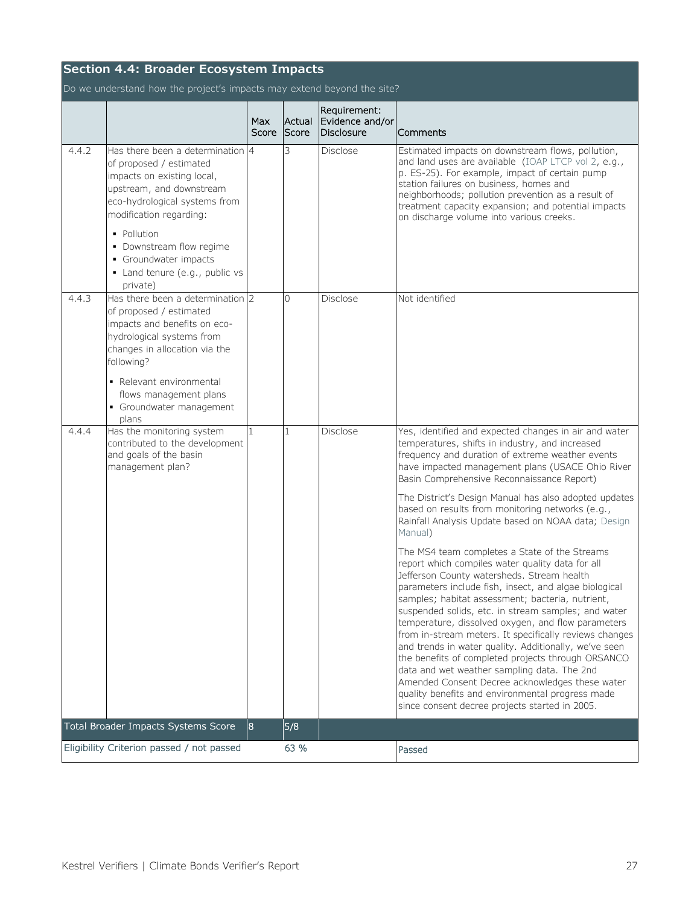## Section 4.4: Broader Ecosystem Impacts

Do we understand how the project's impacts may extend beyond the site?

| | | Max Score | Actual Score | Requirement: Evidence and/or Disclosure | Comments |
|---|---|---|---|---|---|
| 4.4.2 | Has there been a determination of proposed / estimated impacts on existing local, upstream, and downstream eco-hydrological systems from modification regarding:<br>• Pollution<br>• Downstream flow regime<br>• Groundwater impacts<br>• Land tenure (e.g., public vs private) | 4 | 3 | Disclose | Estimated impacts on downstream flows, pollution, and land uses are available (IOAP LTCP vol 2, e.g., p. ES-25). For example, impact of certain pump station failures on business, homes and neighborhoods; pollution prevention as a result of treatment capacity expansion; and potential impacts on discharge volume into various creeks. |
| 4.4.3 | Has there been a determination of proposed / estimated impacts and benefits on eco-hydrological systems from changes in allocation via the following?<br>• Relevant environmental flows management plans<br>• Groundwater management plans | 2 | 0 | Disclose | Not identified |
| 4.4.4 | Has the monitoring system contributed to the development and goals of the basin management plan? | 1 | 1 | Disclose | Yes, identified and expected changes in air and water temperatures, shifts in industry, and increased frequency and duration of extreme weather events have impacted management plans (USACE Ohio River Basin Comprehensive Reconnaissance Report)<br><br>The District's Design Manual has also adopted updates based on results from monitoring networks (e.g., Rainfall Analysis Update based on NOAA data; Design Manual)<br><br>The MS4 team completes a State of the Streams report which compiles water quality data for all Jefferson County watersheds. Stream health parameters include fish, insect, and algae biological samples; habitat assessment; bacteria, nutrient, suspended solids, etc. in stream samples; and water temperature, dissolved oxygen, and flow parameters from in-stream meters. It specifically reviews changes and trends in water quality. Additionally, we've seen the benefits of completed projects through ORSANCO data and wet weather sampling data. The 2nd Amended Consent Decree acknowledges these water quality benefits and environmental progress made since consent decree projects started in 2005. |
| Total Broader Impacts Systems Score | | 8 | 5/8 | | |
| Eligibility Criterion passed / not passed | | | 63 % | | Passed |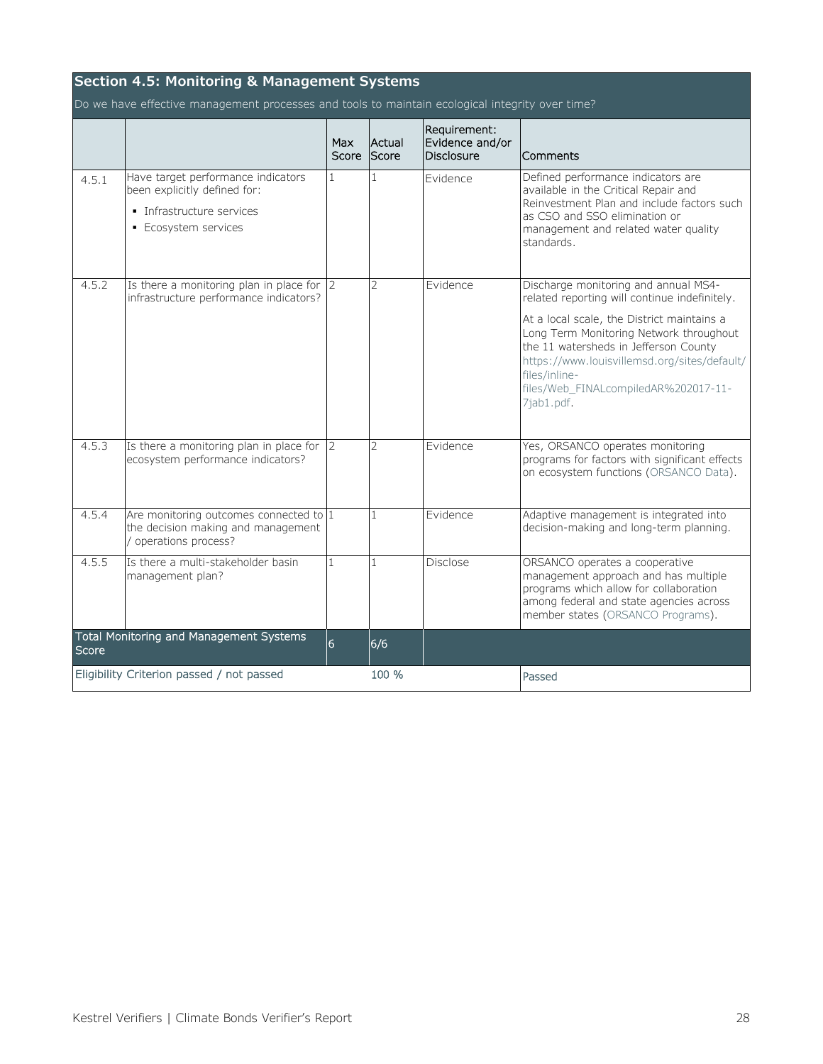## Section 4.5: Monitoring & Management Systems

Do we have effective management processes and tools to maintain ecological integrity over time?

| | | Max Score | Actual Score | Requirement: Evidence and/or Disclosure | Comments |
|---|---|---|---|---|---|
| 4.5.1 | Have target performance indicators been explicitly defined for:<br>▪ Infrastructure services<br>▪ Ecosystem services | 1 | 1 | Evidence | Defined performance indicators are available in the Critical Repair and Reinvestment Plan and include factors such as CSO and SSO elimination or management and related water quality standards. |
| 4.5.2 | Is there a monitoring plan in place for infrastructure performance indicators? | 2 | 2 | Evidence | Discharge monitoring and annual MS4-related reporting will continue indefinitely.<br><br>At a local scale, the District maintains a Long Term Monitoring Network throughout the 11 watersheds in Jefferson County https://www.louisvillemsd.org/sites/default/files/inline-files/Web_FINALcompiledAR%202017-11-7jab1.pdf. |
| 4.5.3 | Is there a monitoring plan in place for ecosystem performance indicators? | 2 | 2 | Evidence | Yes, ORSANCO operates monitoring programs for factors with significant effects on ecosystem functions (ORSANCO Data). |
| 4.5.4 | Are monitoring outcomes connected to the decision making and management / operations process? | 1 | 1 | Evidence | Adaptive management is integrated into decision-making and long-term planning. |
| 4.5.5 | Is there a multi-stakeholder basin management plan? | 1 | 1 | Disclose | ORSANCO operates a cooperative management approach and has multiple programs which allow for collaboration among federal and state agencies across member states (ORSANCO Programs). |
| Total Monitoring and Management Systems Score | | 6 | 6/6 | | |
| Eligibility Criterion passed / not passed | | | 100 % | | Passed |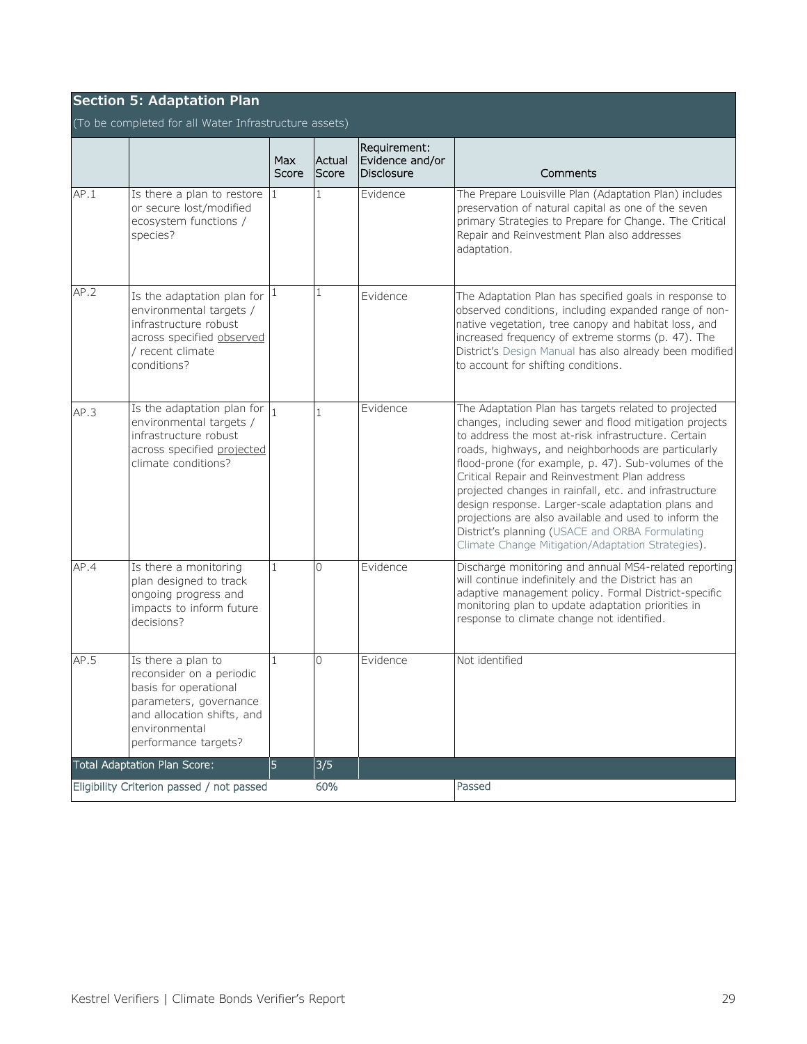## Section 5: Adaptation Plan

(To be completed for all Water Infrastructure assets)

| | | Max Score | Actual Score | Requirement: Evidence and/or Disclosure | Comments |
|---|---|---|---|---|---|
| AP.1 | Is there a plan to restore or secure lost/modified ecosystem functions / species? | 1 | 1 | Evidence | The Prepare Louisville Plan (Adaptation Plan) includes preservation of natural capital as one of the seven primary Strategies to Prepare for Change. The Critical Repair and Reinvestment Plan also addresses adaptation. |
| AP.2 | Is the adaptation plan for environmental targets / infrastructure robust across specified observed / recent climate conditions? | 1 | 1 | Evidence | The Adaptation Plan has specified goals in response to observed conditions, including expanded range of non-native vegetation, tree canopy and habitat loss, and increased frequency of extreme storms (p. 47). The District's Design Manual has also already been modified to account for shifting conditions. |
| AP.3 | Is the adaptation plan for environmental targets / infrastructure robust across specified projected climate conditions? | 1 | 1 | Evidence | The Adaptation Plan has targets related to projected changes, including sewer and flood mitigation projects to address the most at-risk infrastructure. Certain roads, highways, and neighborhoods are particularly flood-prone (for example, p. 47). Sub-volumes of the Critical Repair and Reinvestment Plan address projected changes in rainfall, etc. and infrastructure design response. Larger-scale adaptation plans and projections are also available and used to inform the District's planning (USACE and ORBA Formulating Climate Change Mitigation/Adaptation Strategies). |
| AP.4 | Is there a monitoring plan designed to track ongoing progress and impacts to inform future decisions? | 1 | 0 | Evidence | Discharge monitoring and annual MS4-related reporting will continue indefinitely and the District has an adaptive management policy. Formal District-specific monitoring plan to update adaptation priorities in response to climate change not identified. |
| AP.5 | Is there a plan to reconsider on a periodic basis for operational parameters, governance and allocation shifts, and environmental performance targets? | 1 | 0 | Evidence | Not identified |
| Total Adaptation Plan Score: | | 5 | 3/5 | | |
| Eligibility Criterion passed / not passed | | | 60% | | Passed |